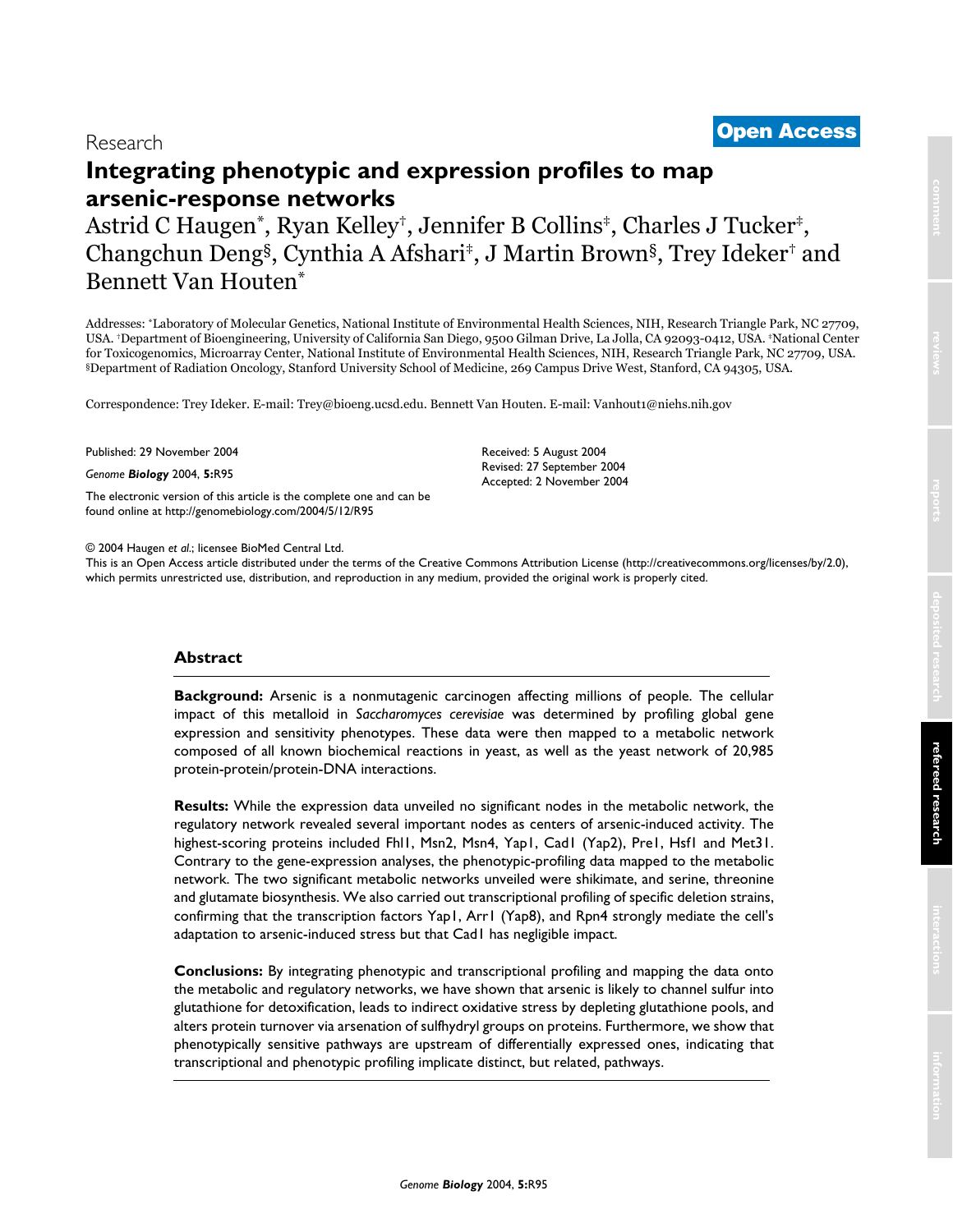Research

**Open Access**

# Integrating phenotypic and expression profiles to map arsenic-response networks

Astrid C Haugen[*], Ryan Kelley[†], Jennifer B Collins[‡], Charles J Tucker[‡], Changchun Deng[§], Cynthia A Afshari[‡], J Martin Brown[§], Trey Ideker[†] and Bennett Van Houten[*]

Addresses: [*]Laboratory of Molecular Genetics, National Institute of Environmental Health Sciences, NIH, Research Triangle Park, NC 27709, USA. [†]Department of Bioengineering, University of California San Diego, 9500 Gilman Drive, La Jolla, CA 92093-0412, USA. [‡]National Center for Toxicogenomics, Microarray Center, National Institute of Environmental Health Sciences, NIH, Research Triangle Park, NC 27709, USA. [§]Department of Radiation Oncology, Stanford University School of Medicine, 269 Campus Drive West, Stanford, CA 94305, USA.

Correspondence: Trey Ideker. E-mail: Trey@bioeng.ucsd.edu. Bennett Van Houten. E-mail: Vanhout1@niehs.nih.gov

Published: 29 November 2004

*Genome **Biology*** 2004, **5:**R95

The electronic version of this article is the complete one and can be found online at http://genomebiology.com/2004/5/12/R95

Received: 5 August 2004
Revised: 27 September 2004
Accepted: 2 November 2004

© 2004 Haugen *et al*.; licensee BioMed Central Ltd.
This is an Open Access article distributed under the terms of the Creative Commons Attribution License (http://creativecommons.org/licenses/by/2.0), which permits unrestricted use, distribution, and reproduction in any medium, provided the original work is properly cited.

## Abstract

**Background:** Arsenic is a nonmutagenic carcinogen affecting millions of people. The cellular impact of this metalloid in *Saccharomyces cerevisiae* was determined by profiling global gene expression and sensitivity phenotypes. These data were then mapped to a metabolic network composed of all known biochemical reactions in yeast, as well as the yeast network of 20,985 protein-protein/protein-DNA interactions.

**Results:** While the expression data unveiled no significant nodes in the metabolic network, the regulatory network revealed several important nodes as centers of arsenic-induced activity. The highest-scoring proteins included Fhl1, Msn2, Msn4, Yap1, Cad1 (Yap2), Pre1, Hsf1 and Met31. Contrary to the gene-expression analyses, the phenotypic-profiling data mapped to the metabolic network. The two significant metabolic networks unveiled were shikimate, and serine, threonine and glutamate biosynthesis. We also carried out transcriptional profiling of specific deletion strains, confirming that the transcription factors Yap1, Arr1 (Yap8), and Rpn4 strongly mediate the cell's adaptation to arsenic-induced stress but that Cad1 has negligible impact.

**Conclusions:** By integrating phenotypic and transcriptional profiling and mapping the data onto the metabolic and regulatory networks, we have shown that arsenic is likely to channel sulfur into glutathione for detoxification, leads to indirect oxidative stress by depleting glutathione pools, and alters protein turnover via arsenation of sulfhydryl groups on proteins. Furthermore, we show that phenotypically sensitive pathways are upstream of differentially expressed ones, indicating that transcriptional and phenotypic profiling implicate distinct, but related, pathways.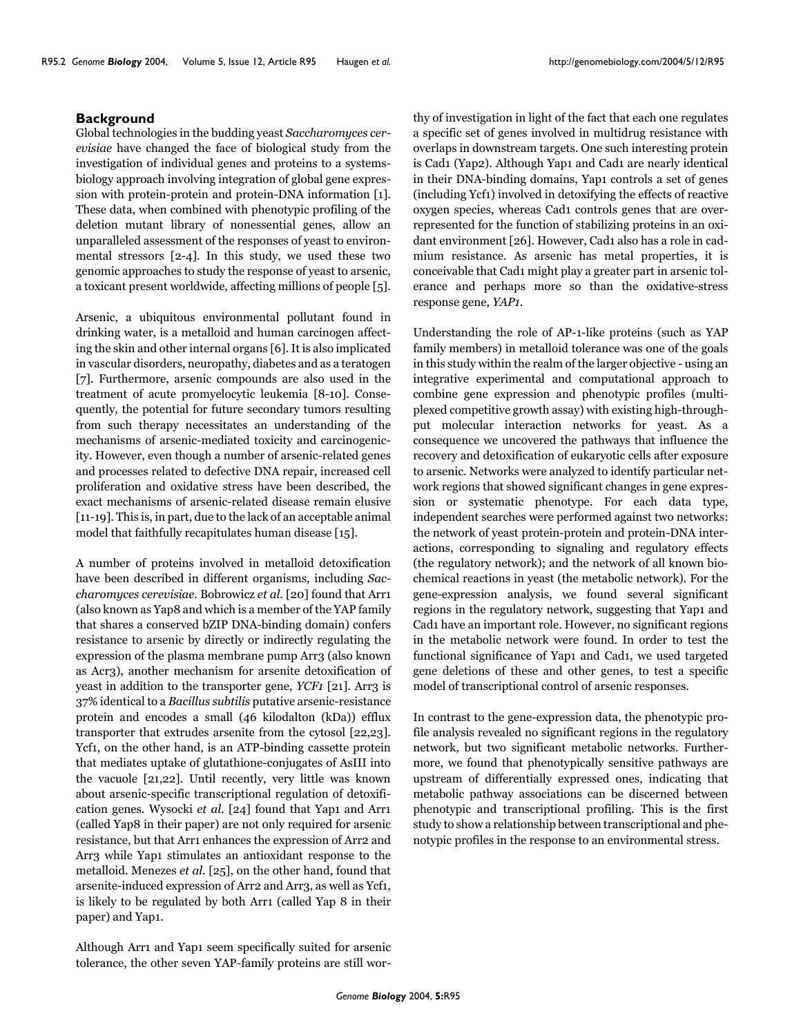## Background

Global technologies in the budding yeast *Saccharomyces cerevisiae* have changed the face of biological study from the investigation of individual genes and proteins to a systems-biology approach involving integration of global gene expression with protein-protein and protein-DNA information [1]. These data, when combined with phenotypic profiling of the deletion mutant library of nonessential genes, allow an unparalleled assessment of the responses of yeast to environmental stressors [2-4]. In this study, we used these two genomic approaches to study the response of yeast to arsenic, a toxicant present worldwide, affecting millions of people [5].

Arsenic, a ubiquitous environmental pollutant found in drinking water, is a metalloid and human carcinogen affecting the skin and other internal organs [6]. It is also implicated in vascular disorders, neuropathy, diabetes and as a teratogen [7]. Furthermore, arsenic compounds are also used in the treatment of acute promyelocytic leukemia [8-10]. Consequently, the potential for future secondary tumors resulting from such therapy necessitates an understanding of the mechanisms of arsenic-mediated toxicity and carcinogenicity. However, even though a number of arsenic-related genes and processes related to defective DNA repair, increased cell proliferation and oxidative stress have been described, the exact mechanisms of arsenic-related disease remain elusive [11-19]. This is, in part, due to the lack of an acceptable animal model that faithfully recapitulates human disease [15].

A number of proteins involved in metalloid detoxification have been described in different organisms, including *Saccharomyces cerevisiae*. Bobrowicz *et al.* [20] found that Arr1 (also known as Yap8 and which is a member of the YAP family that shares a conserved bZIP DNA-binding domain) confers resistance to arsenic by directly or indirectly regulating the expression of the plasma membrane pump Arr3 (also known as Acr3), another mechanism for arsenite detoxification of yeast in addition to the transporter gene, *YCF1* [21]. Arr3 is 37% identical to a *Bacillus subtilis* putative arsenic-resistance protein and encodes a small (46 kilodalton (kDa)) efflux transporter that extrudes arsenite from the cytosol [22,23]. Ycf1, on the other hand, is an ATP-binding cassette protein that mediates uptake of glutathione-conjugates of AsIII into the vacuole [21,22]. Until recently, very little was known about arsenic-specific transcriptional regulation of detoxification genes. Wysocki *et al.* [24] found that Yap1 and Arr1 (called Yap8 in their paper) are not only required for arsenic resistance, but that Arr1 enhances the expression of Arr2 and Arr3 while Yap1 stimulates an antioxidant response to the metalloid. Menezes *et al.* [25], on the other hand, found that arsenite-induced expression of Arr2 and Arr3, as well as Ycf1, is likely to be regulated by both Arr1 (called Yap 8 in their paper) and Yap1.

Although Arr1 and Yap1 seem specifically suited for arsenic tolerance, the other seven YAP-family proteins are still worthy of investigation in light of the fact that each one regulates a specific set of genes involved in multidrug resistance with overlaps in downstream targets. One such interesting protein is Cad1 (Yap2). Although Yap1 and Cad1 are nearly identical in their DNA-binding domains, Yap1 controls a set of genes (including Ycf1) involved in detoxifying the effects of reactive oxygen species, whereas Cad1 controls genes that are overrepresented for the function of stabilizing proteins in an oxidant environment [26]. However, Cad1 also has a role in cadmium resistance. As arsenic has metal properties, it is conceivable that Cad1 might play a greater part in arsenic tolerance and perhaps more so than the oxidative-stress response gene, *YAP1*.

Understanding the role of AP-1-like proteins (such as YAP family members) in metalloid tolerance was one of the goals in this study within the realm of the larger objective - using an integrative experimental and computational approach to combine gene expression and phenotypic profiles (multiplexed competitive growth assay) with existing high-throughput molecular interaction networks for yeast. As a consequence we uncovered the pathways that influence the recovery and detoxification of eukaryotic cells after exposure to arsenic. Networks were analyzed to identify particular network regions that showed significant changes in gene expression or systematic phenotype. For each data type, independent searches were performed against two networks: the network of yeast protein-protein and protein-DNA interactions, corresponding to signaling and regulatory effects (the regulatory network); and the network of all known biochemical reactions in yeast (the metabolic network). For the gene-expression analysis, we found several significant regions in the regulatory network, suggesting that Yap1 and Cad1 have an important role. However, no significant regions in the metabolic network were found. In order to test the functional significance of Yap1 and Cad1, we used targeted gene deletions of these and other genes, to test a specific model of transcriptional control of arsenic responses.

In contrast to the gene-expression data, the phenotypic profile analysis revealed no significant regions in the regulatory network, but two significant metabolic networks. Furthermore, we found that phenotypically sensitive pathways are upstream of differentially expressed ones, indicating that metabolic pathway associations can be discerned between phenotypic and transcriptional profiling. This is the first study to show a relationship between transcriptional and phenotypic profiles in the response to an environmental stress.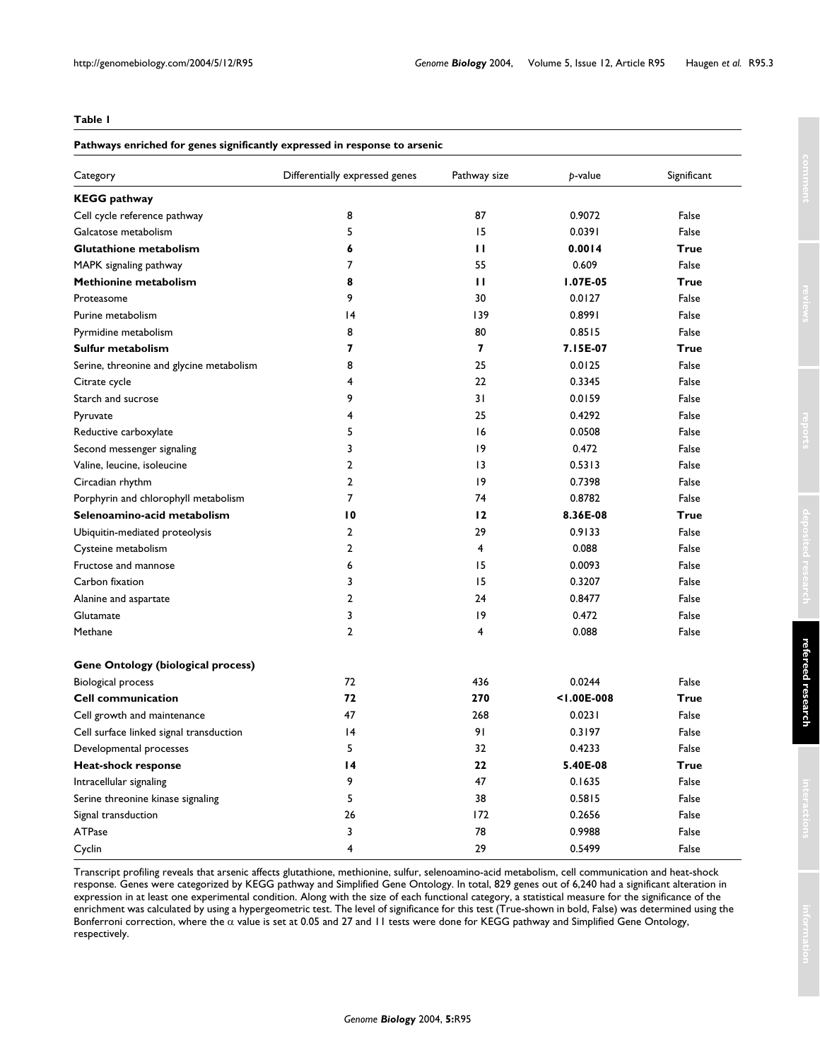**Table 1**

**Pathways enriched for genes significantly expressed in response to arsenic**

| Category | Differentially expressed genes | Pathway size | *p*-value | Significant |
|---|---|---|---|---|
| **KEGG pathway** | | | | |
| Cell cycle reference pathway | 8 | 87 | 0.9072 | False |
| Galcatose metabolism | 5 | 15 | 0.0391 | False |
| **Glutathione metabolism** | **6** | **11** | **0.0014** | **True** |
| MAPK signaling pathway | 7 | 55 | 0.609 | False |
| **Methionine metabolism** | **8** | **11** | **1.07E-05** | **True** |
| Proteasome | 9 | 30 | 0.0127 | False |
| Purine metabolism | 14 | 139 | 0.8991 | False |
| Pyrmidine metabolism | 8 | 80 | 0.8515 | False |
| **Sulfur metabolism** | **7** | **7** | **7.15E-07** | **True** |
| Serine, threonine and glycine metabolism | 8 | 25 | 0.0125 | False |
| Citrate cycle | 4 | 22 | 0.3345 | False |
| Starch and sucrose | 9 | 31 | 0.0159 | False |
| Pyruvate | 4 | 25 | 0.4292 | False |
| Reductive carboxylate | 5 | 16 | 0.0508 | False |
| Second messenger signaling | 3 | 19 | 0.472 | False |
| Valine, leucine, isoleucine | 2 | 13 | 0.5313 | False |
| Circadian rhythm | 2 | 19 | 0.7398 | False |
| Porphyrin and chlorophyll metabolism | 7 | 74 | 0.8782 | False |
| **Selenoamino-acid metabolism** | **10** | **12** | **8.36E-08** | **True** |
| Ubiquitin-mediated proteolysis | 2 | 29 | 0.9133 | False |
| Cysteine metabolism | 2 | 4 | 0.088 | False |
| Fructose and mannose | 6 | 15 | 0.0093 | False |
| Carbon fixation | 3 | 15 | 0.3207 | False |
| Alanine and aspartate | 2 | 24 | 0.8477 | False |
| Glutamate | 3 | 19 | 0.472 | False |
| Methane | 2 | 4 | 0.088 | False |
| | | | | |
| **Gene Ontology (biological process)** | | | | |
| Biological process | 72 | 436 | 0.0244 | False |
| **Cell communication** | **72** | **270** | **<1.00E-008** | **True** |
| Cell growth and maintenance | 47 | 268 | 0.0231 | False |
| Cell surface linked signal transduction | 14 | 91 | 0.3197 | False |
| Developmental processes | 5 | 32 | 0.4233 | False |
| **Heat-shock response** | **14** | **22** | **5.40E-08** | **True** |
| Intracellular signaling | 9 | 47 | 0.1635 | False |
| Serine threonine kinase signaling | 5 | 38 | 0.5815 | False |
| Signal transduction | 26 | 172 | 0.2656 | False |
| ATPase | 3 | 78 | 0.9988 | False |
| Cyclin | 4 | 29 | 0.5499 | False |

Transcript profiling reveals that arsenic affects glutathione, methionine, sulfur, selenoamino-acid metabolism, cell communication and heat-shock response. Genes were categorized by KEGG pathway and Simplified Gene Ontology. In total, 829 genes out of 6,240 had a significant alteration in expression in at least one experimental condition. Along with the size of each functional category, a statistical measure for the significance of the enrichment was calculated by using a hypergeometric test. The level of significance for this test (True-shown in bold, False) was determined using the Bonferroni correction, where the $\alpha$ value is set at 0.05 and 27 and 11 tests were done for KEGG pathway and Simplified Gene Ontology, respectively.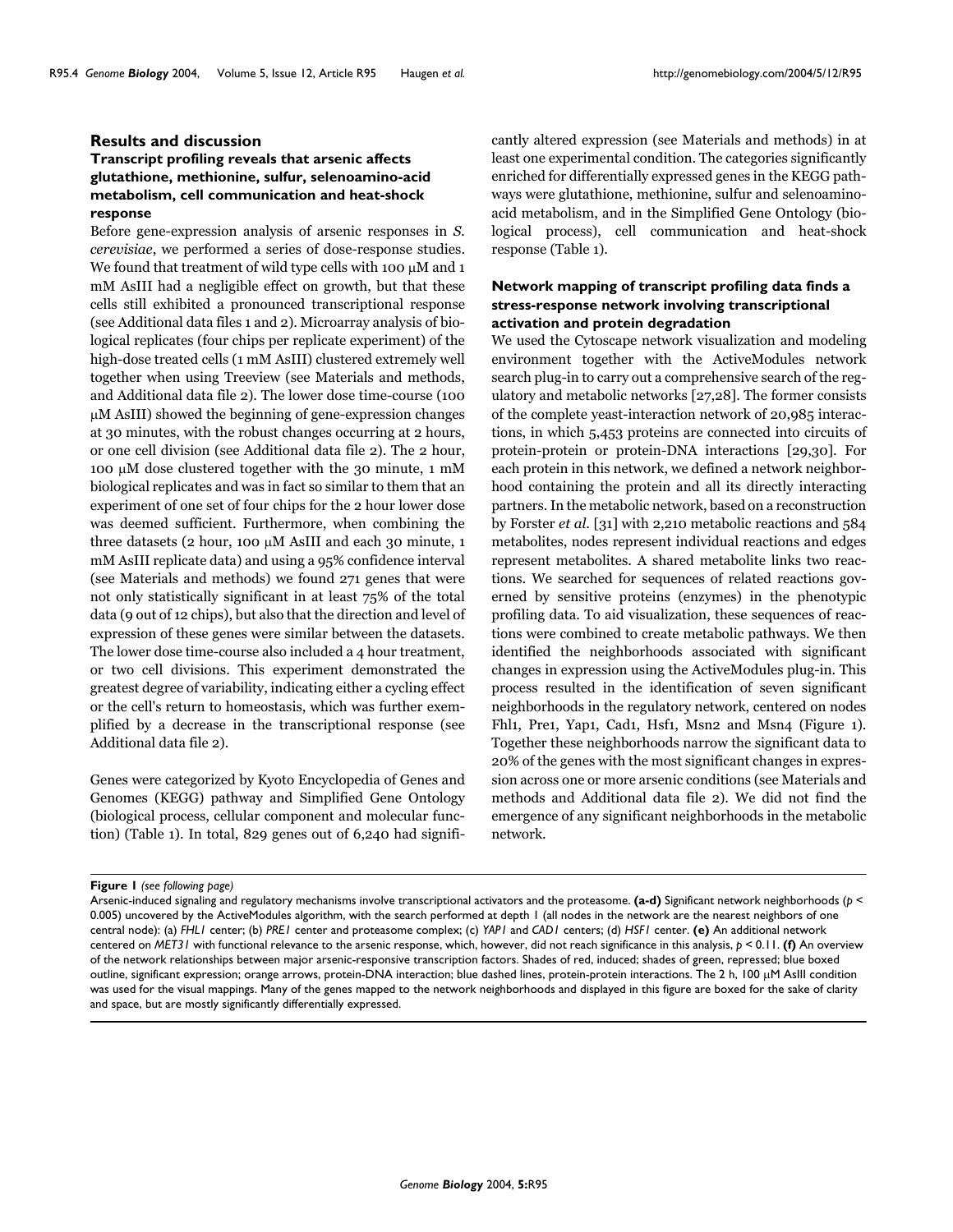## Results and discussion

### Transcript profiling reveals that arsenic affects glutathione, methionine, sulfur, selenoamino-acid metabolism, cell communication and heat-shock response

Before gene-expression analysis of arsenic responses in *S. cerevisiae*, we performed a series of dose-response studies. We found that treatment of wild type cells with 100 μM and 1 mM AsIII had a negligible effect on growth, but that these cells still exhibited a pronounced transcriptional response (see Additional data files 1 and 2). Microarray analysis of biological replicates (four chips per replicate experiment) of the high-dose treated cells (1 mM AsIII) clustered extremely well together when using Treeview (see Materials and methods, and Additional data file 2). The lower dose time-course (100 μM AsIII) showed the beginning of gene-expression changes at 30 minutes, with the robust changes occurring at 2 hours, or one cell division (see Additional data file 2). The 2 hour, 100 μM dose clustered together with the 30 minute, 1 mM biological replicates and was in fact so similar to them that an experiment of one set of four chips for the 2 hour lower dose was deemed sufficient. Furthermore, when combining the three datasets (2 hour, 100 μM AsIII and each 30 minute, 1 mM AsIII replicate data) and using a 95% confidence interval (see Materials and methods) we found 271 genes that were not only statistically significant in at least 75% of the total data (9 out of 12 chips), but also that the direction and level of expression of these genes were similar between the datasets. The lower dose time-course also included a 4 hour treatment, or two cell divisions. This experiment demonstrated the greatest degree of variability, indicating either a cycling effect or the cell's return to homeostasis, which was further exemplified by a decrease in the transcriptional response (see Additional data file 2).

Genes were categorized by Kyoto Encyclopedia of Genes and Genomes (KEGG) pathway and Simplified Gene Ontology (biological process, cellular component and molecular function) (Table 1). In total, 829 genes out of 6,240 had significantly altered expression (see Materials and methods) in at least one experimental condition. The categories significantly enriched for differentially expressed genes in the KEGG pathways were glutathione, methionine, sulfur and selenoamino-acid metabolism, and in the Simplified Gene Ontology (biological process), cell communication and heat-shock response (Table 1).

### Network mapping of transcript profiling data finds a stress-response network involving transcriptional activation and protein degradation

We used the Cytoscape network visualization and modeling environment together with the ActiveModules network search plug-in to carry out a comprehensive search of the regulatory and metabolic networks [27,28]. The former consists of the complete yeast-interaction network of 20,985 interactions, in which 5,453 proteins are connected into circuits of protein-protein or protein-DNA interactions [29,30]. For each protein in this network, we defined a network neighborhood containing the protein and all its directly interacting partners. In the metabolic network, based on a reconstruction by Forster *et al.* [31] with 2,210 metabolic reactions and 584 metabolites, nodes represent individual reactions and edges represent metabolites. A shared metabolite links two reactions. We searched for sequences of related reactions governed by sensitive proteins (enzymes) in the phenotypic profiling data. To aid visualization, these sequences of reactions were combined to create metabolic pathways. We then identified the neighborhoods associated with significant changes in expression using the ActiveModules plug-in. This process resulted in the identification of seven significant neighborhoods in the regulatory network, centered on nodes Fhl1, Pre1, Yap1, Cad1, Hsf1, Msn2 and Msn4 (Figure 1). Together these neighborhoods narrow the significant data to 20% of the genes with the most significant changes in expression across one or more arsenic conditions (see Materials and methods and Additional data file 2). We did not find the emergence of any significant neighborhoods in the metabolic network.

**Figure 1** *(see following page)*

Arsenic-induced signaling and regulatory mechanisms involve transcriptional activators and the proteasome. **(a-d)** Significant network neighborhoods ($p < 0.005$) uncovered by the ActiveModules algorithm, with the search performed at depth 1 (all nodes in the network are the nearest neighbors of one central node): (a) *FHL1* center; (b) *PRE1* center and proteasome complex; (c) *YAP1* and *CAD1* centers; (d) *HSF1* center. **(e)** An additional network centered on *MET31* with functional relevance to the arsenic response, which, however, did not reach significance in this analysis, $p < 0.11$. **(f)** An overview of the network relationships between major arsenic-responsive transcription factors. Shades of red, induced; shades of green, repressed; blue boxed outline, significant expression; orange arrows, protein-DNA interaction; blue dashed lines, protein-protein interactions. The 2 h, 100 μM AsIII condition was used for the visual mappings. Many of the genes mapped to the network neighborhoods and displayed in this figure are boxed for the sake of clarity and space, but are mostly significantly differentially expressed.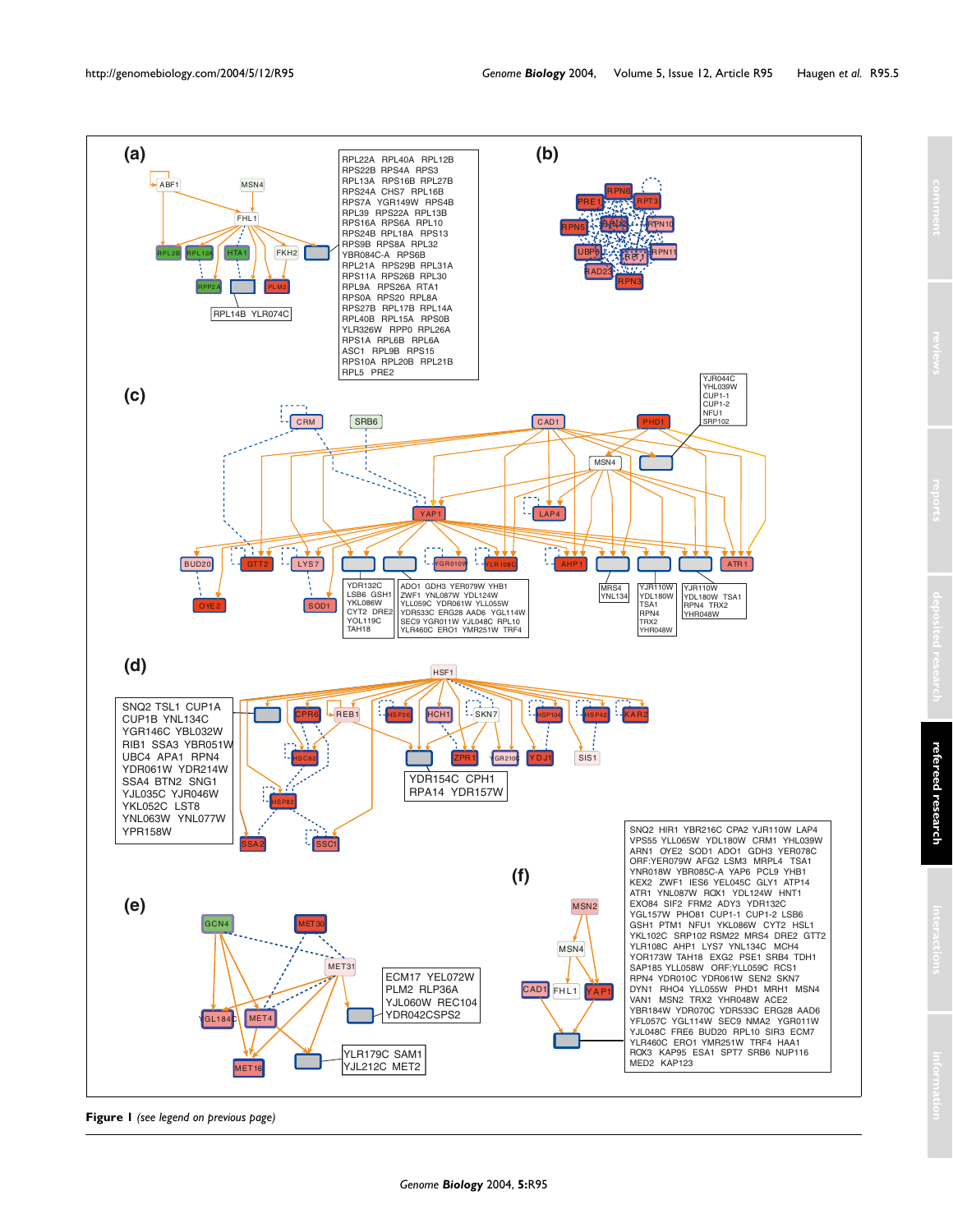**Figure 1** *(see legend on previous page)*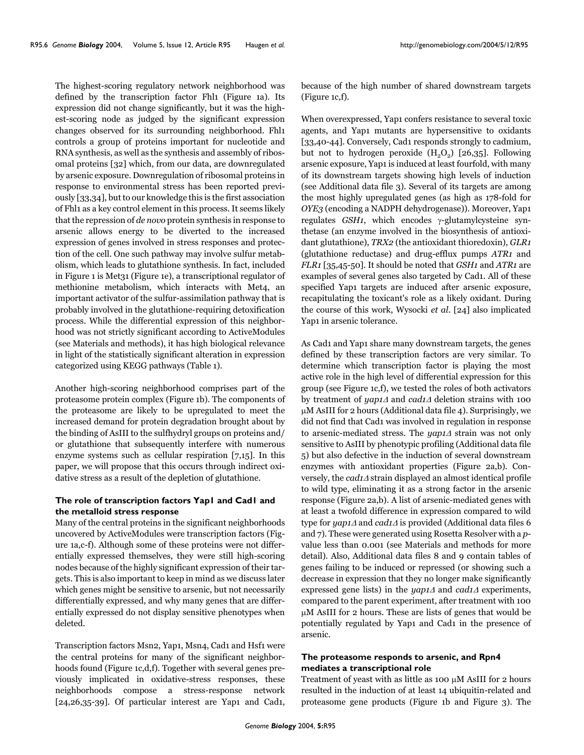The highest-scoring regulatory network neighborhood was defined by the transcription factor Fhl1 (Figure 1a). Its expression did not change significantly, but it was the highest-scoring node as judged by the significant expression changes observed for its surrounding neighborhood. Fhl1 controls a group of proteins important for nucleotide and RNA synthesis, as well as the synthesis and assembly of ribosomal proteins [32] which, from our data, are downregulated by arsenic exposure. Downregulation of ribosomal proteins in response to environmental stress has been reported previously [33,34], but to our knowledge this is the first association of Fhl1 as a key control element in this process. It seems likely that the repression of *de novo* protein synthesis in response to arsenic allows energy to be diverted to the increased expression of genes involved in stress responses and protection of the cell. One such pathway may involve sulfur metabolism, which leads to glutathione synthesis. In fact, included in Figure 1 is Met31 (Figure 1e), a transcriptional regulator of methionine metabolism, which interacts with Met4, an important activator of the sulfur-assimilation pathway that is probably involved in the glutathione-requiring detoxification process. While the differential expression of this neighborhood was not strictly significant according to ActiveModules (see Materials and methods), it has high biological relevance in light of the statistically significant alteration in expression categorized using KEGG pathways (Table 1).

Another high-scoring neighborhood comprises part of the proteasome protein complex (Figure 1b). The components of the proteasome are likely to be upregulated to meet the increased demand for protein degradation brought about by the binding of AsIII to the sulfhydryl groups on proteins and/or glutathione that subsequently interfere with numerous enzyme systems such as cellular respiration [7,15]. In this paper, we will propose that this occurs through indirect oxidative stress as a result of the depletion of glutathione.

### The role of transcription factors Yap1 and Cad1 and the metalloid stress response

Many of the central proteins in the significant neighborhoods uncovered by ActiveModules were transcription factors (Figure 1a,c-f). Although some of these proteins were not differentially expressed themselves, they were still high-scoring nodes because of the highly significant expression of their targets. This is also important to keep in mind as we discuss later which genes might be sensitive to arsenic, but not necessarily differentially expressed, and why many genes that are differentially expressed do not display sensitive phenotypes when deleted.

Transcription factors Msn2, Yap1, Msn4, Cad1 and Hsf1 were the central proteins for many of the significant neighborhoods found (Figure 1c,d,f). Together with several genes previously implicated in oxidative-stress responses, these neighborhoods compose a stress-response network [24,26,35-39]. Of particular interest are Yap1 and Cad1, because of the high number of shared downstream targets (Figure 1c,f).

When overexpressed, Yap1 confers resistance to several toxic agents, and Yap1 mutants are hypersensitive to oxidants [33,40-44]. Conversely, Cad1 responds strongly to cadmium, but not to hydrogen peroxide ($H_2O_2$) [26,35]. Following arsenic exposure, Yap1 is induced at least fourfold, with many of its downstream targets showing high levels of induction (see Additional data file 3). Several of its targets are among the most highly upregulated genes (as high as 178-fold for *OYE3* (encoding a NADPH dehydrogenase)). Moreover, Yap1 regulates *GSH1*, which encodes γ-glutamylcysteine synthetase (an enzyme involved in the biosynthesis of antioxidant glutathione), *TRX2* (the antioxidant thioredoxin), *GLR1* (glutathione reductase) and drug-efflux pumps *ATR1* and *FLR1* [35,45-50]. It should be noted that *GSH1* and *ATR1* are examples of several genes also targeted by Cad1. All of these specified Yap1 targets are induced after arsenic exposure, recapitulating the toxicant's role as a likely oxidant. During the course of this work, Wysocki *et al*. [24] also implicated Yap1 in arsenic tolerance.

As Cad1 and Yap1 share many downstream targets, the genes defined by these transcription factors are very similar. To determine which transcription factor is playing the most active role in the high level of differential expression for this group (see Figure 1c,f), we tested the roles of both activators by treatment of *yap1Δ* and *cad1Δ* deletion strains with 100 μM AsIII for 2 hours (Additional data file 4). Surprisingly, we did not find that Cad1 was involved in regulation in response to arsenic-mediated stress. The *yap1Δ* strain was not only sensitive to AsIII by phenotypic profiling (Additional data file 5) but also defective in the induction of several downstream enzymes with antioxidant properties (Figure 2a,b). Conversely, the *cad1Δ* strain displayed an almost identical profile to wild type, eliminating it as a strong factor in the arsenic response (Figure 2a,b). A list of arsenic-mediated genes with at least a twofold difference in expression compared to wild type for *yap1Δ* and *cad1Δ* is provided (Additional data files 6 and 7). These were generated using Rosetta Resolver with a *p*-value less than 0.001 (see Materials and methods for more detail). Also, Additional data files 8 and 9 contain tables of genes failing to be induced or repressed (or showing such a decrease in expression that they no longer make significantly expressed gene lists) in the *yap1Δ* and *cad1Δ* experiments, compared to the parent experiment, after treatment with 100 μM AsIII for 2 hours. These are lists of genes that would be potentially regulated by Yap1 and Cad1 in the presence of arsenic.

### The proteasome responds to arsenic, and Rpn4 mediates a transcriptional role

Treatment of yeast with as little as 100 μM AsIII for 2 hours resulted in the induction of at least 14 ubiquitin-related and proteasome gene products (Figure 1b and Figure 3). The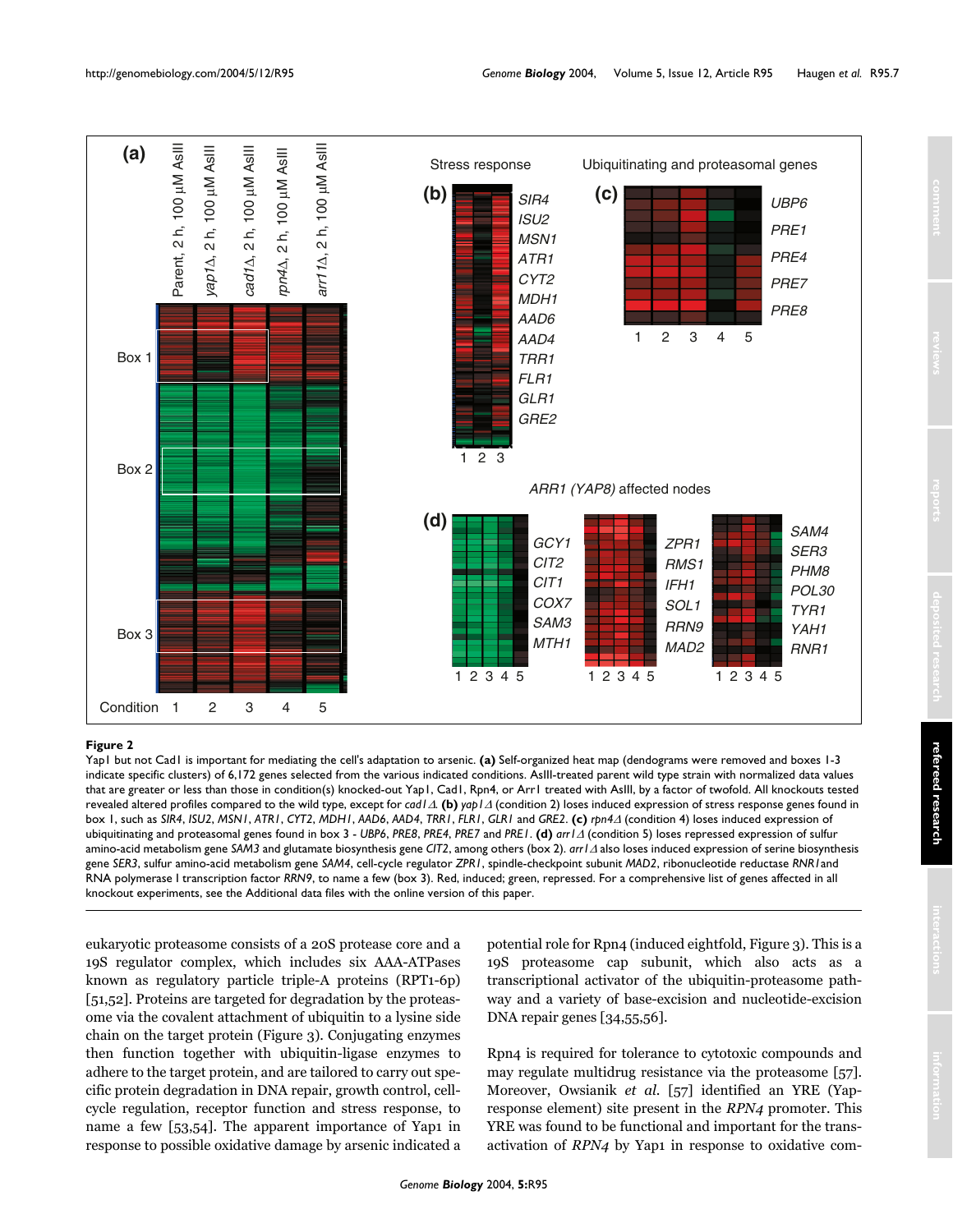**Figure 2**

Yap1 but not Cad1 is important for mediating the cell's adaptation to arsenic. **(a)** Self-organized heat map (dendograms were removed and boxes 1-3 indicate specific clusters) of 6,172 genes selected from the various indicated conditions. AsIII-treated parent wild type strain with normalized data values that are greater or less than those in condition(s) knocked-out Yap1, Cad1, Rpn4, or Arr1 treated with AsIII, by a factor of twofold. All knockouts tested revealed altered profiles compared to the wild type, except for *cad1Δ*. **(b)** *yap1Δ* (condition 2) loses induced expression of stress response genes found in box 1, such as *SIR4*, *ISU2*, *MSN1*, *ATR1*, *CYT2*, *MDH1*, *AAD6*, *AAD4*, *TRR1*, *FLR1*, *GLR1* and *GRE2*. **(c)** *rpn4Δ* (condition 4) loses induced expression of ubiquitinating and proteasomal genes found in box 3 - *UBP6*, *PRE8*, *PRE4*, *PRE7* and *PRE1*. **(d)** *arr1Δ* (condition 5) loses repressed expression of sulfur amino-acid metabolism gene *SAM3* and glutamate biosynthesis gene *CIT2*, among others (box 2). *arr1Δ* also loses induced expression of serine biosynthesis gene *SER3*, sulfur amino-acid metabolism gene *SAM4*, cell-cycle regulator *ZPR1*, spindle-checkpoint subunit *MAD2*, ribonucleotide reductase *RNR1* and RNA polymerase I transcription factor *RRN9*, to name a few (box 3). Red, induced; green, repressed. For a comprehensive list of genes affected in all knockout experiments, see the Additional data files with the online version of this paper.

eukaryotic proteasome consists of a 20S protease core and a 19S regulator complex, which includes six AAA-ATPases known as regulatory particle triple-A proteins (RPT1-6p) [51,52]. Proteins are targeted for degradation by the proteasome via the covalent attachment of ubiquitin to a lysine side chain on the target protein (Figure 3). Conjugating enzymes then function together with ubiquitin-ligase enzymes to adhere to the target protein, and are tailored to carry out specific protein degradation in DNA repair, growth control, cell-cycle regulation, receptor function and stress response, to name a few [53,54]. The apparent importance of Yap1 in response to possible oxidative damage by arsenic indicated a potential role for Rpn4 (induced eightfold, Figure 3). This is a 19S proteasome cap subunit, which also acts as a transcriptional activator of the ubiquitin-proteasome pathway and a variety of base-excision and nucleotide-excision DNA repair genes [34,55,56].

Rpn4 is required for tolerance to cytotoxic compounds and may regulate multidrug resistance via the proteasome [57]. Moreover, Owsianik *et al.* [57] identified an YRE (Yap-response element) site present in the *RPN4* promoter. This YRE was found to be functional and important for the transactivation of *RPN4* by Yap1 in response to oxidative com-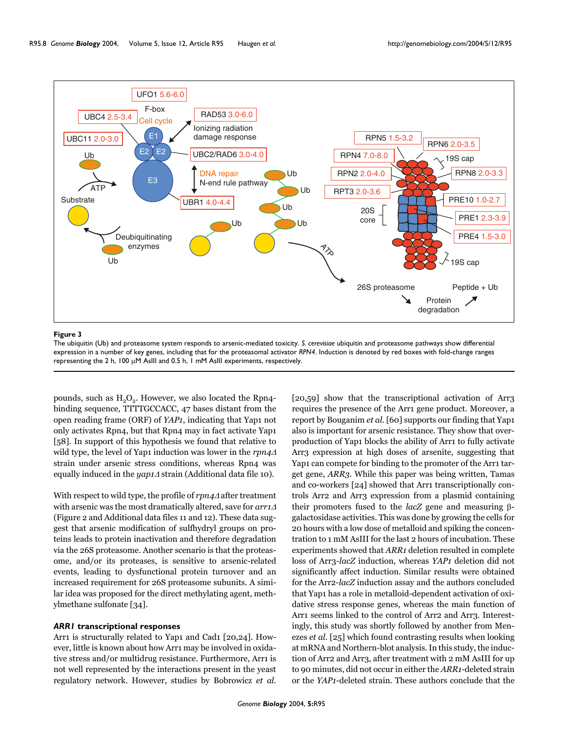**Figure 3**

The ubiquitin (Ub) and proteasome system responds to arsenic-mediated toxicity. *S. cerevisiae* ubiquitin and proteasome pathways show differential expression in a number of key genes, including that for the proteasomal activator *RPN4*. Induction is denoted by red boxes with fold-change ranges representing the 2 h, 100 μM AsIII and 0.5 h, 1 mM AsIII experiments, respectively.

pounds, such as $H_2O_2$. However, we also located the Rpn4-binding sequence, TTTTGCCACC, 47 bases distant from the open reading frame (ORF) of *YAP1*, indicating that Yap1 not only activates Rpn4, but that Rpn4 may in fact activate Yap1 [58]. In support of this hypothesis we found that relative to wild type, the level of Yap1 induction was lower in the *rpn4Δ* strain under arsenic stress conditions, whereas Rpn4 was equally induced in the *yap1Δ* strain (Additional data file 10).

With respect to wild type, the profile of *rpn4Δ* after treatment with arsenic was the most dramatically altered, save for *arr1Δ* (Figure 2 and Additional data files 11 and 12). These data suggest that arsenic modification of sulfhydryl groups on proteins leads to protein inactivation and therefore degradation via the 26S proteasome. Another scenario is that the proteasome, and/or its proteases, is sensitive to arsenic-related events, leading to dysfunctional protein turnover and an increased requirement for 26S proteasome subunits. A similar idea was proposed for the direct methylating agent, methylmethane sulfonate [34].

### *ARR1* transcriptional responses

Arr1 is structurally related to Yap1 and Cad1 [20,24]. However, little is known about how Arr1 may be involved in oxidative stress and/or multidrug resistance. Furthermore, Arr1 is not well represented by the interactions present in the yeast regulatory network. However, studies by Bobrowicz *et al.* [20,59] show that the transcriptional activation of Arr3 requires the presence of the Arr1 gene product. Moreover, a report by Bouganim *et al.* [60] supports our finding that Yap1 also is important for arsenic resistance. They show that overproduction of Yap1 blocks the ability of Arr1 to fully activate Arr3 expression at high doses of arsenite, suggesting that Yap1 can compete for binding to the promoter of the Arr1 target gene, *ARR3*. While this paper was being written, Tamas and co-workers [24] showed that Arr1 transcriptionally controls Arr2 and Arr3 expression from a plasmid containing their promoters fused to the *lacZ* gene and measuring β-galactosidase activities. This was done by growing the cells for 20 hours with a low dose of metalloid and spiking the concentration to 1 mM AsIII for the last 2 hours of incubation. These experiments showed that *ARR1* deletion resulted in complete loss of Arr3-*lacZ* induction, whereas *YAP1* deletion did not significantly affect induction. Similar results were obtained for the Arr2-*lacZ* induction assay and the authors concluded that Yap1 has a role in metalloid-dependent activation of oxidative stress response genes, whereas the main function of Arr1 seems linked to the control of Arr2 and Arr3. Interestingly, this study was shortly followed by another from Menezes *et al.* [25] which found contrasting results when looking at mRNA and Northern-blot analysis. In this study, the induction of Arr2 and Arr3, after treatment with 2 mM AsIII for up to 90 minutes, did not occur in either the *ARR1*-deleted strain or the *YAP1*-deleted strain. These authors conclude that the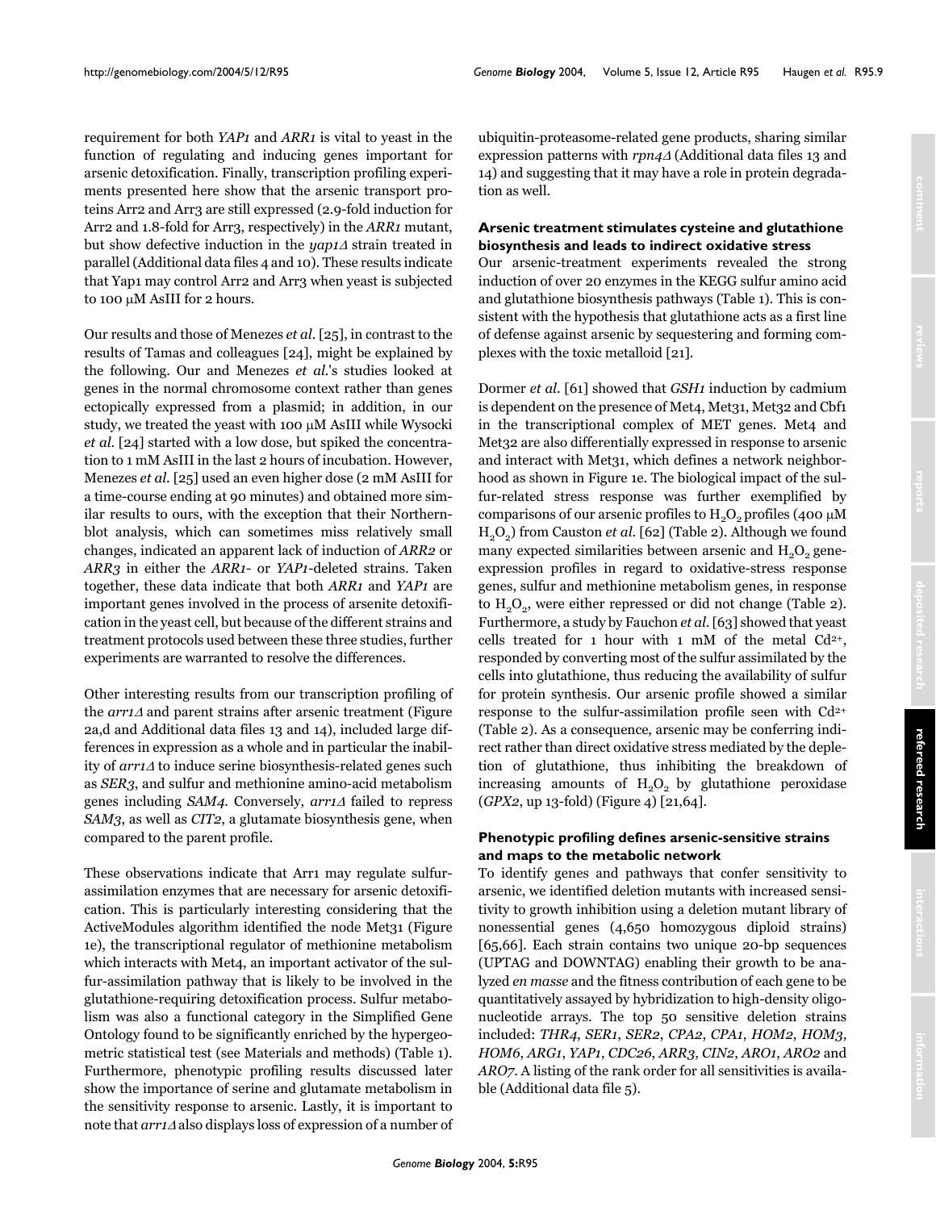requirement for both *YAP1* and *ARR1* is vital to yeast in the function of regulating and inducing genes important for arsenic detoxification. Finally, transcription profiling experiments presented here show that the arsenic transport proteins Arr2 and Arr3 are still expressed (2.9-fold induction for Arr2 and 1.8-fold for Arr3, respectively) in the *ARR1* mutant, but show defective induction in the *yap1Δ* strain treated in parallel (Additional data files 4 and 10). These results indicate that Yap1 may control Arr2 and Arr3 when yeast is subjected to 100 μM AsIII for 2 hours.

Our results and those of Menezes *et al.* [25], in contrast to the results of Tamas and colleagues [24], might be explained by the following. Our and Menezes *et al.*'s studies looked at genes in the normal chromosome context rather than genes ectopically expressed from a plasmid; in addition, in our study, we treated the yeast with 100 μM AsIII while Wysocki *et al.* [24] started with a low dose, but spiked the concentration to 1 mM AsIII in the last 2 hours of incubation. However, Menezes *et al.* [25] used an even higher dose (2 mM AsIII for a time-course ending at 90 minutes) and obtained more similar results to ours, with the exception that their Northern-blot analysis, which can sometimes miss relatively small changes, indicated an apparent lack of induction of *ARR2* or *ARR3* in either the *ARR1*- or *YAP1*-deleted strains. Taken together, these data indicate that both *ARR1* and *YAP1* are important genes involved in the process of arsenite detoxification in the yeast cell, but because of the different strains and treatment protocols used between these three studies, further experiments are warranted to resolve the differences.

Other interesting results from our transcription profiling of the *arr1Δ* and parent strains after arsenic treatment (Figure 2a,d and Additional data files 13 and 14), included large differences in expression as a whole and in particular the inability of *arr1Δ* to induce serine biosynthesis-related genes such as *SER3*, and sulfur and methionine amino-acid metabolism genes including *SAM4*. Conversely, *arr1Δ* failed to repress *SAM3*, as well as *CIT2*, a glutamate biosynthesis gene, when compared to the parent profile.

These observations indicate that Arr1 may regulate sulfur-assimilation enzymes that are necessary for arsenic detoxification. This is particularly interesting considering that the ActiveModules algorithm identified the node Met31 (Figure 1e), the transcriptional regulator of methionine metabolism which interacts with Met4, an important activator of the sulfur-assimilation pathway that is likely to be involved in the glutathione-requiring detoxification process. Sulfur metabolism was also a functional category in the Simplified Gene Ontology found to be significantly enriched by the hypergeometric statistical test (see Materials and methods) (Table 1). Furthermore, phenotypic profiling results discussed later show the importance of serine and glutamate metabolism in the sensitivity response to arsenic. Lastly, it is important to note that *arr1Δ* also displays loss of expression of a number of ubiquitin-proteasome-related gene products, sharing similar expression patterns with *rpn4Δ* (Additional data files 13 and 14) and suggesting that it may have a role in protein degradation as well.

### Arsenic treatment stimulates cysteine and glutathione biosynthesis and leads to indirect oxidative stress

Our arsenic-treatment experiments revealed the strong induction of over 20 enzymes in the KEGG sulfur amino acid and glutathione biosynthesis pathways (Table 1). This is consistent with the hypothesis that glutathione acts as a first line of defense against arsenic by sequestering and forming complexes with the toxic metalloid [21].

Dormer *et al.* [61] showed that *GSH1* induction by cadmium is dependent on the presence of Met4, Met31, Met32 and Cbf1 in the transcriptional complex of MET genes. Met4 and Met32 are also differentially expressed in response to arsenic and interact with Met31, which defines a network neighborhood as shown in Figure 1e. The biological impact of the sulfur-related stress response was further exemplified by comparisons of our arsenic profiles to $H_2O_2$ profiles (400 μM $H_2O_2$) from Causton *et al.* [62] (Table 2). Although we found many expected similarities between arsenic and $H_2O_2$ gene-expression profiles in regard to oxidative-stress response genes, sulfur and methionine metabolism genes, in response to $H_2O_2$, were either repressed or did not change (Table 2). Furthermore, a study by Fauchon *et al.* [63] showed that yeast cells treated for 1 hour with 1 mM of the metal $Cd^{2+}$, responded by converting most of the sulfur assimilated by the cells into glutathione, thus reducing the availability of sulfur for protein synthesis. Our arsenic profile showed a similar response to the sulfur-assimilation profile seen with $Cd^{2+}$ (Table 2). As a consequence, arsenic may be conferring indirect rather than direct oxidative stress mediated by the depletion of glutathione, thus inhibiting the breakdown of increasing amounts of $H_2O_2$ by glutathione peroxidase (*GPX2*, up 13-fold) (Figure 4) [21,64].

### Phenotypic profiling defines arsenic-sensitive strains and maps to the metabolic network

To identify genes and pathways that confer sensitivity to arsenic, we identified deletion mutants with increased sensitivity to growth inhibition using a deletion mutant library of nonessential genes (4,650 homozygous diploid strains) [65,66]. Each strain contains two unique 20-bp sequences (UPTAG and DOWNTAG) enabling their growth to be analyzed *en masse* and the fitness contribution of each gene to be quantitatively assayed by hybridization to high-density oligonucleotide arrays. The top 50 sensitive deletion strains included: *THR4*, *SER1*, *SER2*, *CPA2*, *CPA1*, *HOM2*, *HOM3*, *HOM6*, *ARG1*, *YAP1*, *CDC26*, *ARR3*, *CIN2*, *ARO1*, *ARO2* and *ARO7*. A listing of the rank order for all sensitivities is available (Additional data file 5).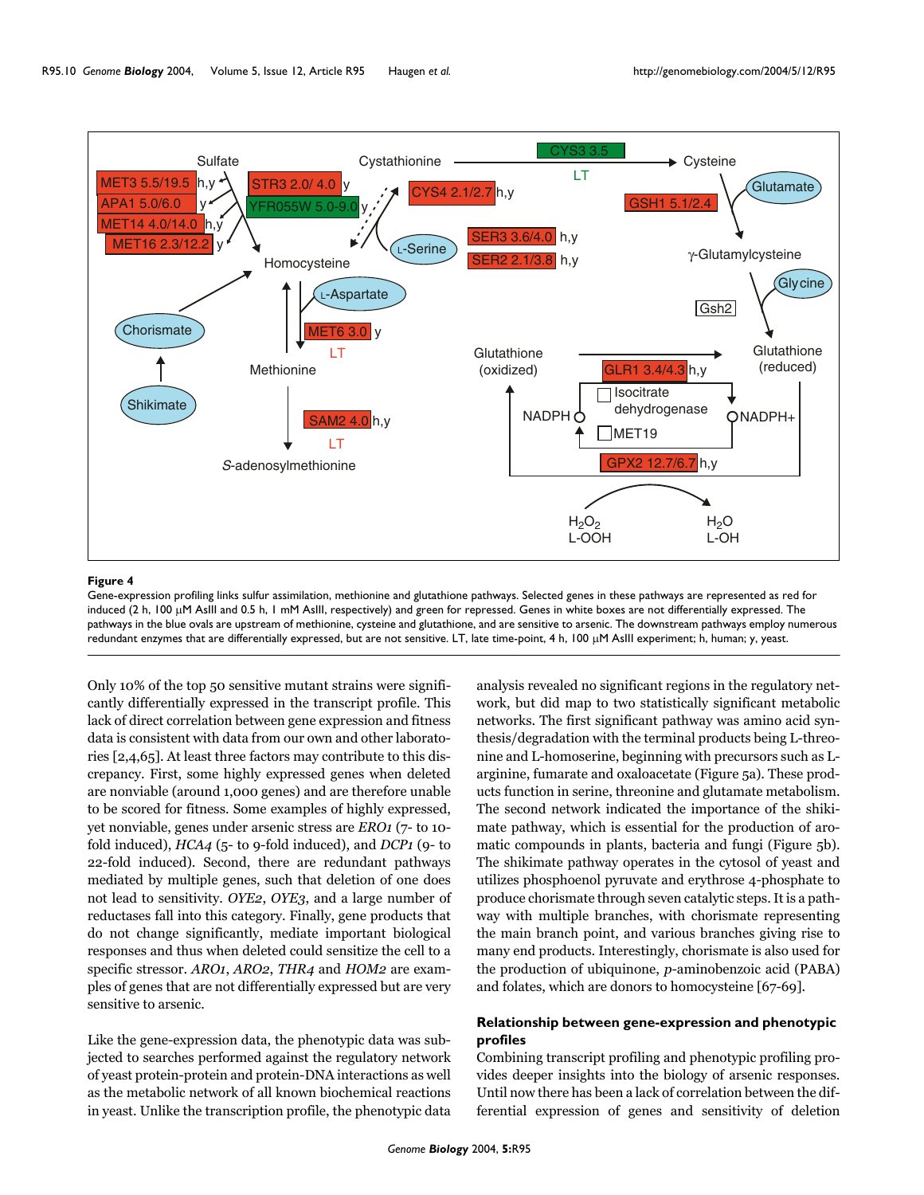**Figure 4**

Gene-expression profiling links sulfur assimilation, methionine and glutathione pathways. Selected genes in these pathways are represented as red for induced (2 h, 100 μM AsIII and 0.5 h, 1 mM AsIII, respectively) and green for repressed. Genes in white boxes are not differentially expressed. The pathways in the blue ovals are upstream of methionine, cysteine and glutathione, and are sensitive to arsenic. The downstream pathways employ numerous redundant enzymes that are differentially expressed, but are not sensitive. LT, late time-point, 4 h, 100 μM AsIII experiment; h, human; y, yeast.

Only 10% of the top 50 sensitive mutant strains were significantly differentially expressed in the transcript profile. This lack of direct correlation between gene expression and fitness data is consistent with data from our own and other laboratories [2,4,65]. At least three factors may contribute to this discrepancy. First, some highly expressed genes when deleted are nonviable (around 1,000 genes) and are therefore unable to be scored for fitness. Some examples of highly expressed, yet nonviable, genes under arsenic stress are *ERO1* (7- to 10-fold induced), *HCA4* (5- to 9-fold induced), and *DCP1* (9- to 22-fold induced). Second, there are redundant pathways mediated by multiple genes, such that deletion of one does not lead to sensitivity. *OYE2*, *OYE3*, and a large number of reductases fall into this category. Finally, gene products that do not change significantly, mediate important biological responses and thus when deleted could sensitize the cell to a specific stressor. *ARO1*, *ARO2*, *THR4* and *HOM2* are examples of genes that are not differentially expressed but are very sensitive to arsenic.

Like the gene-expression data, the phenotypic data was subjected to searches performed against the regulatory network of yeast protein-protein and protein-DNA interactions as well as the metabolic network of all known biochemical reactions in yeast. Unlike the transcription profile, the phenotypic data analysis revealed no significant regions in the regulatory network, but did map to two statistically significant metabolic networks. The first significant pathway was amino acid synthesis/degradation with the terminal products being L-threonine and L-homoserine, beginning with precursors such as L-arginine, fumarate and oxaloacetate (Figure 5a). These products function in serine, threonine and glutamate metabolism. The second network indicated the importance of the shikimate pathway, which is essential for the production of aromatic compounds in plants, bacteria and fungi (Figure 5b). The shikimate pathway operates in the cytosol of yeast and utilizes phosphoenol pyruvate and erythrose 4-phosphate to produce chorismate through seven catalytic steps. It is a pathway with multiple branches, with chorismate representing the main branch point, and various branches giving rise to many end products. Interestingly, chorismate is also used for the production of ubiquinone, *p*-aminobenzoic acid (PABA) and folates, which are donors to homocysteine [67-69].

### Relationship between gene-expression and phenotypic profiles

Combining transcript profiling and phenotypic profiling provides deeper insights into the biology of arsenic responses. Until now there has been a lack of correlation between the differential expression of genes and sensitivity of deletion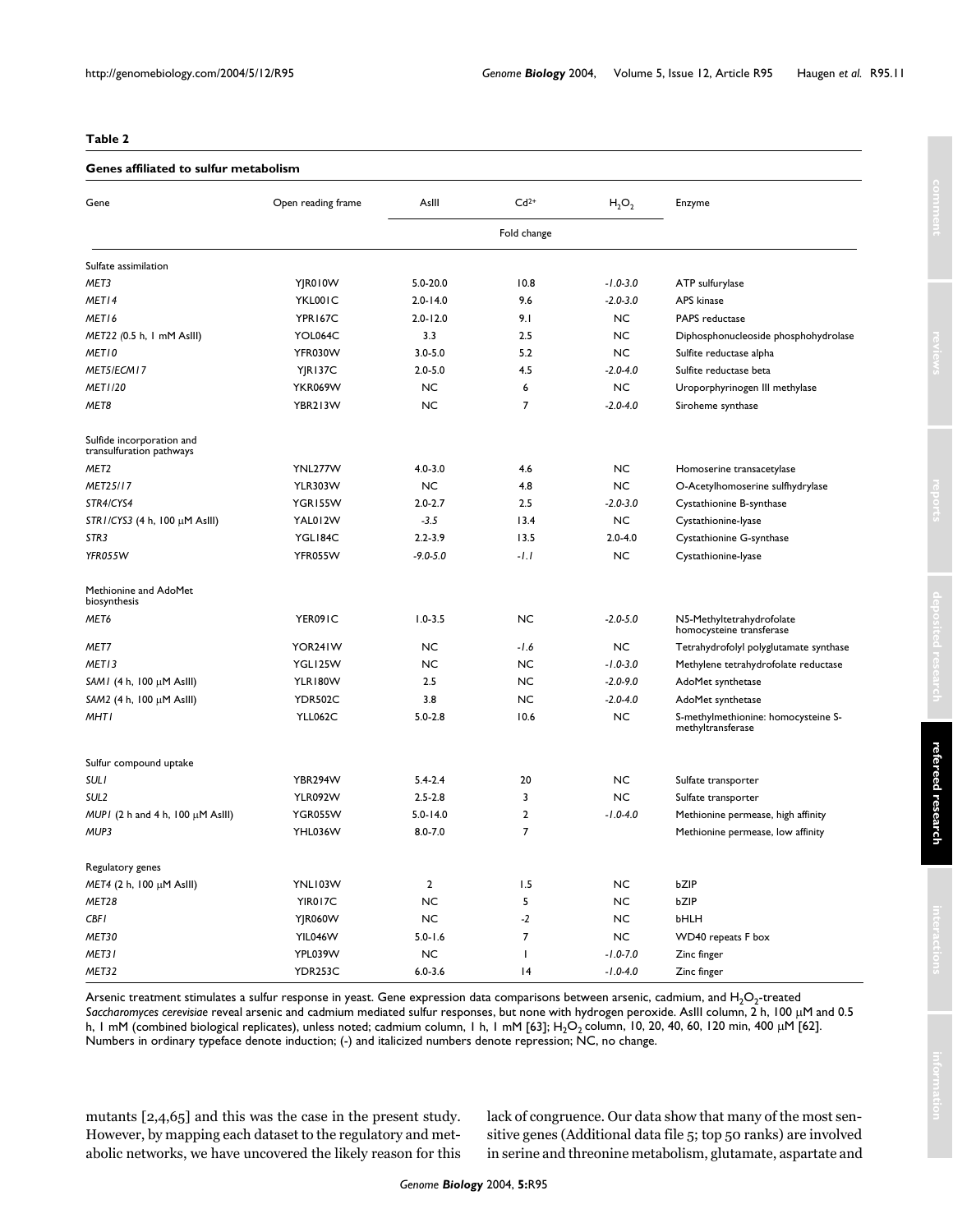**Table 2**

**Genes affiliated to sulfur metabolism**

| Gene | Open reading frame | AsIII | $Cd^{2+}$ | $H_2O_2$ | Enzyme |
|---|---|---|---|---|---|
| | | Fold change | | | |
| Sulfate assimilation | | | | | |
| *MET3* | YJR010W | 5.0-20.0 | 10.8 | *-1.0-3.0* | ATP sulfurylase |
| *MET14* | YKL001C | 2.0-14.0 | 9.6 | *-2.0-3.0* | APS kinase |
| *MET16* | YPR167C | 2.0-12.0 | 9.1 | NC | PAPS reductase |
| *MET22 (*0.5 h, 1 mM AsIII) | YOL064C | 3.3 | 2.5 | NC | Diphosphonucleoside phosphohydrolase |
| *MET10* | YFR030W | 3.0-5.0 | 5.2 | NC | Sulfite reductase alpha |
| *MET5/ECM17* | YJR137C | 2.0-5.0 | 4.5 | *-2.0-4.0* | Sulfite reductase beta |
| *MET1/20* | YKR069W | NC | 6 | NC | Uroporphyrinogen III methylase |
| *MET8* | YBR213W | NC | 7 | *-2.0-4.0* | Siroheme synthase |
| Sulfide incorporation and transulfuration pathways | | | | | |
| *MET2* | YNL277W | 4.0-3.0 | 4.6 | NC | Homoserine transacetylase |
| *MET25/17* | YLR303W | NC | 4.8 | NC | O-Acetylhomoserine sulfhydrylase |
| *STR4/CYS4* | YGR155W | 2.0-2.7 | 2.5 | *-2.0-3.0* | Cystathionine B-synthase |
| *STR1/CYS3* (4 h, 100 μM AsIII) | YAL012W | *-3.5* | 13.4 | NC | Cystathionine-lyase |
| *STR3* | YGL184C | 2.2-3.9 | 13.5 | 2.0-4.0 | Cystathionine G-synthase |
| *YFR055W* | YFR055W | *-9.0-5.0* | *-1.1* | NC | Cystathionine-lyase |
| Methionine and AdoMet biosynthesis | | | | | |
| *MET6* | YER091C | 1.0-3.5 | NC | *-2.0-5.0* | N5-Methyltetrahydrofolate homocysteine transferase |
| *MET7* | YOR241W | NC | *-1.6* | NC | Tetrahydrofolyl polyglutamate synthase |
| *MET13* | YGL125W | NC | NC | *-1.0-3.0* | Methylene tetrahydrofolate reductase |
| *SAM1* (4 h, 100 μM AsIII) | YLR180W | 2.5 | NC | *-2.0-9.0* | AdoMet synthetase |
| *SAM2* (4 h, 100 μM AsIII) | YDR502C | 3.8 | NC | *-2.0-4.0* | AdoMet synthetase |
| *MHT1* | YLL062C | 5.0-2.8 | 10.6 | NC | S-methylmethionine: homocysteine S-methyltransferase |
| Sulfur compound uptake | | | | | |
| *SUL1* | YBR294W | 5.4-2.4 | 20 | NC | Sulfate transporter |
| *SUL2* | YLR092W | 2.5-2.8 | 3 | NC | Sulfate transporter |
| *MUP1* (2 h and 4 h, 100 μM AsIII) | YGR055W | 5.0-14.0 | 2 | *-1.0-4.0* | Methionine permease, high affinity |
| *MUP3* | YHL036W | 8.0-7.0 | 7 | | Methionine permease, low affinity |
| Regulatory genes | | | | | |
| *MET4* (2 h, 100 μM AsIII) | YNL103W | 2 | 1.5 | NC | bZIP |
| *MET28* | YIR017C | NC | 5 | NC | bZIP |
| *CBF1* | YJR060W | NC | -2 | NC | bHLH |
| *MET30* | YIL046W | 5.0-1.6 | 7 | NC | WD40 repeats F box |
| *MET31* | YPL039W | NC | 1 | *-1.0-7.0* | Zinc finger |
| *MET32* | YDR253C | 6.0-3.6 | 14 | *-1.0-4.0* | Zinc finger |

Arsenic treatment stimulates a sulfur response in yeast. Gene expression data comparisons between arsenic, cadmium, and $H_2O_2$-treated *Saccharomyces cerevisiae* reveal arsenic and cadmium mediated sulfur responses, but none with hydrogen peroxide. AsIII column, 2 h, 100 μM and 0.5 h, 1 mM (combined biological replicates), unless noted; cadmium column, 1 h, 1 mM [63]; $H_2O_2$ column, 10, 20, 40, 60, 120 min, 400 μM [62]. Numbers in ordinary typeface denote induction; (-) and italicized numbers denote repression; NC, no change.

mutants [2,4,65] and this was the case in the present study. However, by mapping each dataset to the regulatory and metabolic networks, we have uncovered the likely reason for this lack of congruence. Our data show that many of the most sensitive genes (Additional data file 5; top 50 ranks) are involved in serine and threonine metabolism, glutamate, aspartate and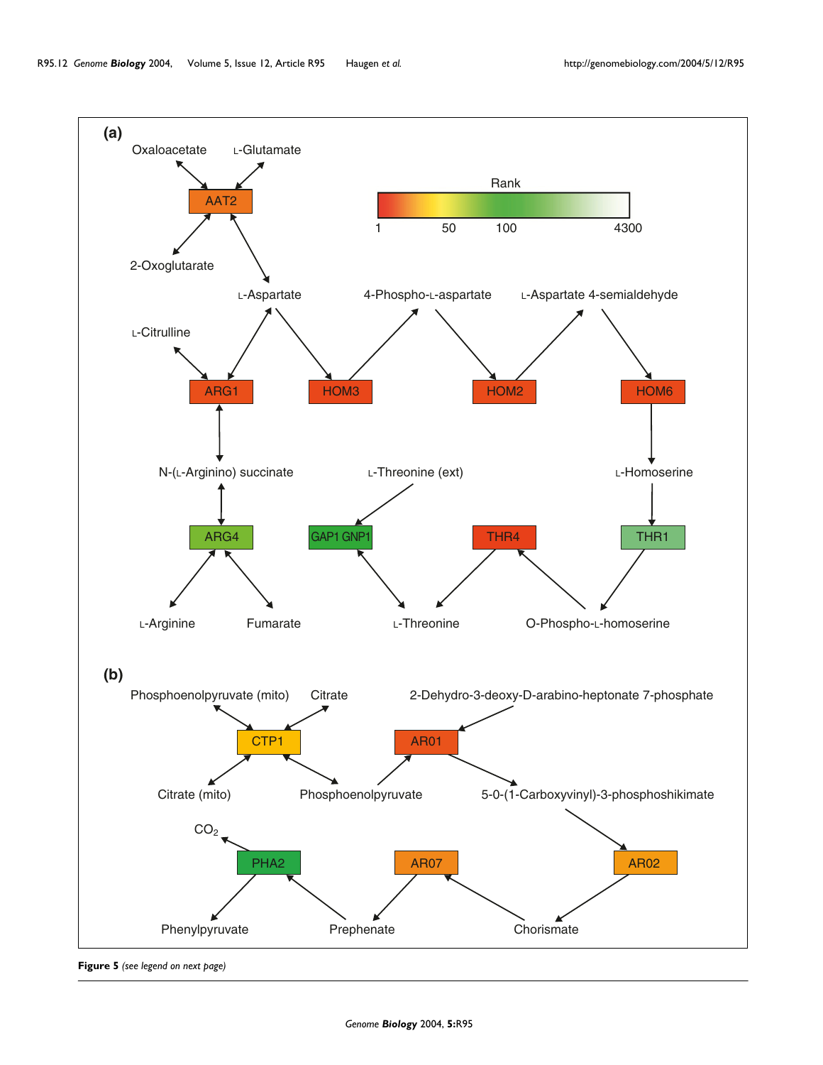**Figure 5** *(see legend on next page)*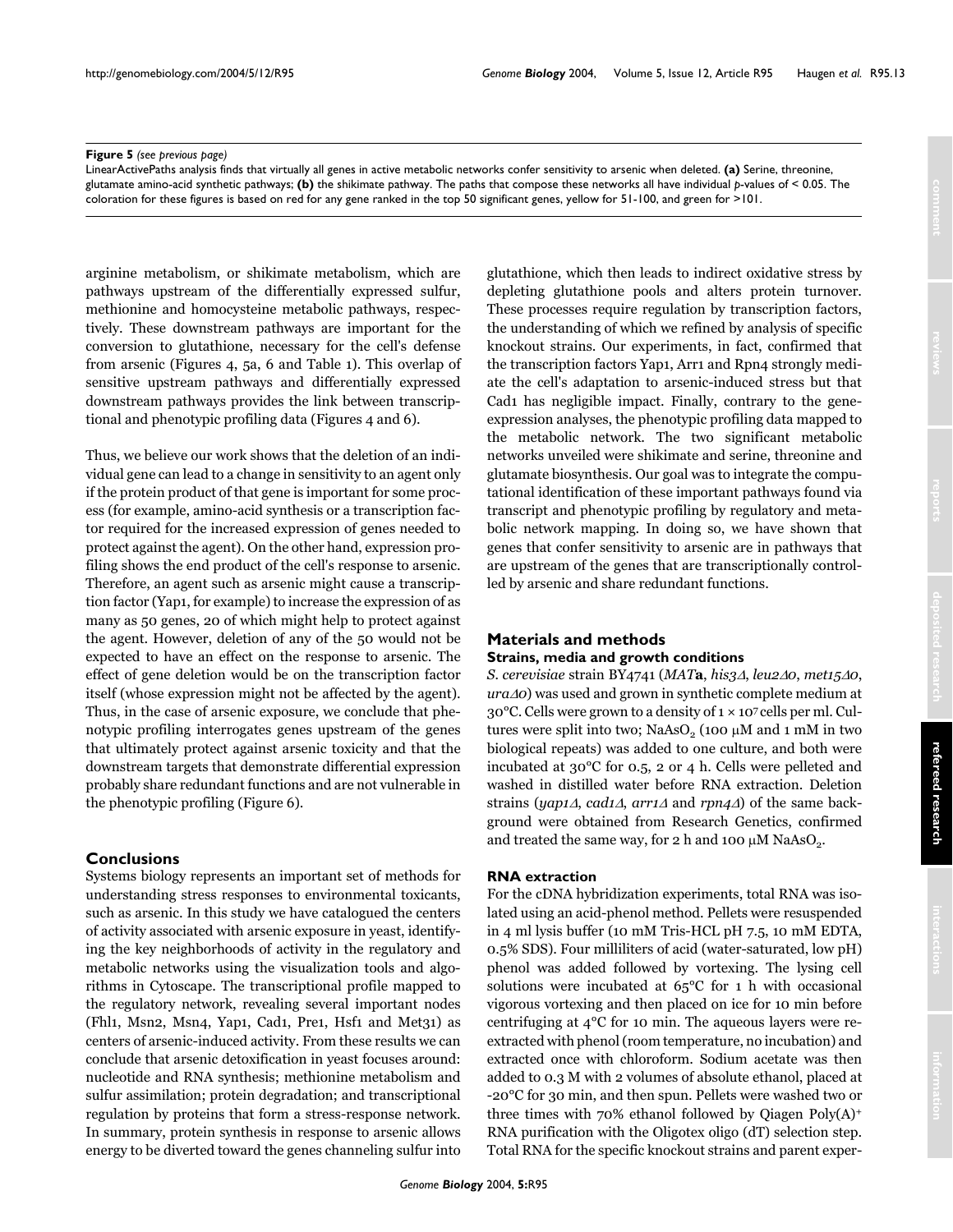**Figure 5** *(see previous page)*
LinearActivePaths analysis finds that virtually all genes in active metabolic networks confer sensitivity to arsenic when deleted. **(a)** Serine, threonine, glutamate amino-acid synthetic pathways; **(b)** the shikimate pathway. The paths that compose these networks all have individual *p*-values of < 0.05. The coloration for these figures is based on red for any gene ranked in the top 50 significant genes, yellow for 51-100, and green for >101.

arginine metabolism, or shikimate metabolism, which are pathways upstream of the differentially expressed sulfur, methionine and homocysteine metabolic pathways, respectively. These downstream pathways are important for the conversion to glutathione, necessary for the cell's defense from arsenic (Figures 4, 5a, 6 and Table 1). This overlap of sensitive upstream pathways and differentially expressed downstream pathways provides the link between transcriptional and phenotypic profiling data (Figures 4 and 6).

Thus, we believe our work shows that the deletion of an individual gene can lead to a change in sensitivity to an agent only if the protein product of that gene is important for some process (for example, amino-acid synthesis or a transcription factor required for the increased expression of genes needed to protect against the agent). On the other hand, expression profiling shows the end product of the cell's response to arsenic. Therefore, an agent such as arsenic might cause a transcription factor (Yap1, for example) to increase the expression of as many as 50 genes, 20 of which might help to protect against the agent. However, deletion of any of the 50 would not be expected to have an effect on the response to arsenic. The effect of gene deletion would be on the transcription factor itself (whose expression might not be affected by the agent). Thus, in the case of arsenic exposure, we conclude that phenotypic profiling interrogates genes upstream of the genes that ultimately protect against arsenic toxicity and that the downstream targets that demonstrate differential expression probably share redundant functions and are not vulnerable in the phenotypic profiling (Figure 6).

## Conclusions

Systems biology represents an important set of methods for understanding stress responses to environmental toxicants, such as arsenic. In this study we have catalogued the centers of activity associated with arsenic exposure in yeast, identifying the key neighborhoods of activity in the regulatory and metabolic networks using the visualization tools and algorithms in Cytoscape. The transcriptional profile mapped to the regulatory network, revealing several important nodes (Fhl1, Msn2, Msn4, Yap1, Cad1, Pre1, Hsf1 and Met31) as centers of arsenic-induced activity. From these results we can conclude that arsenic detoxification in yeast focuses around: nucleotide and RNA synthesis; methionine metabolism and sulfur assimilation; protein degradation; and transcriptional regulation by proteins that form a stress-response network. In summary, protein synthesis in response to arsenic allows energy to be diverted toward the genes channeling sulfur into glutathione, which then leads to indirect oxidative stress by depleting glutathione pools and alters protein turnover. These processes require regulation by transcription factors, the understanding of which we refined by analysis of specific knockout strains. Our experiments, in fact, confirmed that the transcription factors Yap1, Arr1 and Rpn4 strongly mediate the cell's adaptation to arsenic-induced stress but that Cad1 has negligible impact. Finally, contrary to the gene-expression analyses, the phenotypic profiling data mapped to the metabolic network. The two significant metabolic networks unveiled were shikimate and serine, threonine and glutamate biosynthesis. Our goal was to integrate the computational identification of these important pathways found via transcript and phenotypic profiling by regulatory and metabolic network mapping. In doing so, we have shown that genes that confer sensitivity to arsenic are in pathways that are upstream of the genes that are transcriptionally controlled by arsenic and share redundant functions.

## Materials and methods

### Strains, media and growth conditions

*S. cerevisiae* strain BY4741 (*MAT***a**, *his3Δ*, *leu2Δ0*, *met15Δ0*, *uraΔ0*) was used and grown in synthetic complete medium at 30°C. Cells were grown to a density of $1 \times 10^7$ cells per ml. Cultures were split into two; $NaAsO_2$ (100 μM and 1 mM in two biological repeats) was added to one culture, and both were incubated at 30°C for 0.5, 2 or 4 h. Cells were pelleted and washed in distilled water before RNA extraction. Deletion strains (*yap1Δ*, *cad1Δ*, *arr1Δ* and *rpn4Δ*) of the same background were obtained from Research Genetics, confirmed and treated the same way, for 2 h and 100 μM $NaAsO_2$.

### RNA extraction

For the cDNA hybridization experiments, total RNA was isolated using an acid-phenol method. Pellets were resuspended in 4 ml lysis buffer (10 mM Tris-HCL pH 7.5, 10 mM EDTA, 0.5% SDS). Four milliliters of acid (water-saturated, low pH) phenol was added followed by vortexing. The lysing cell solutions were incubated at 65°C for 1 h with occasional vigorous vortexing and then placed on ice for 10 min before centrifuging at 4°C for 10 min. The aqueous layers were re-extracted with phenol (room temperature, no incubation) and extracted once with chloroform. Sodium acetate was then added to 0.3 M with 2 volumes of absolute ethanol, placed at -20°C for 30 min, and then spun. Pellets were washed two or three times with 70% ethanol followed by Qiagen Poly(A)$^+$ RNA purification with the Oligotex oligo (dT) selection step. Total RNA for the specific knockout strains and parent exper-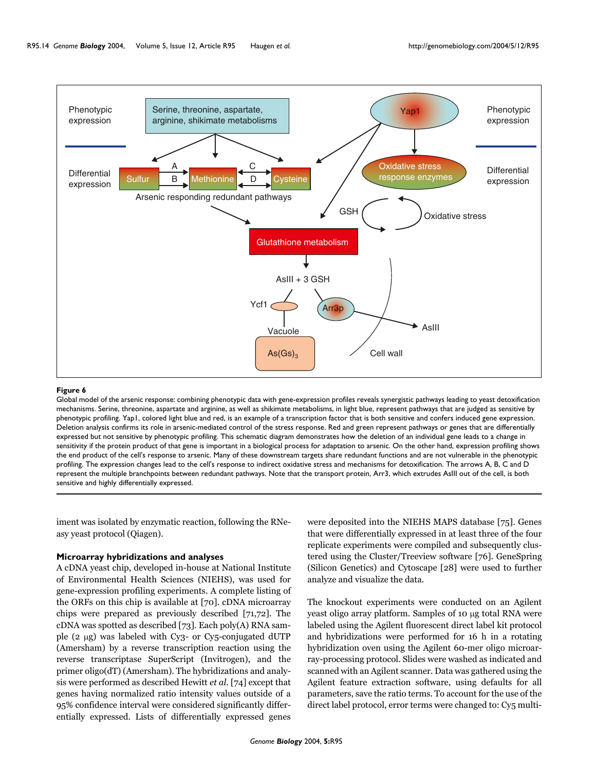**Figure 6**

Global model of the arsenic response: combining phenotypic data with gene-expression profiles reveals synergistic pathways leading to yeast detoxification mechanisms. Serine, threonine, aspartate and arginine, as well as shikimate metabolisms, in light blue, represent pathways that are judged as sensitive by phenotypic profiling. Yap1, colored light blue and red, is an example of a transcription factor that is both sensitive and confers induced gene expression. Deletion analysis confirms its role in arsenic-mediated control of the stress response. Red and green represent pathways or genes that are differentially expressed but not sensitive by phenotypic profiling. This schematic diagram demonstrates how the deletion of an individual gene leads to a change in sensitivity if the protein product of that gene is important in a biological process for adaptation to arsenic. On the other hand, expression profiling shows the end product of the cell's response to arsenic. Many of these downstream targets share redundant functions and are not vulnerable in the phenotypic profiling. The expression changes lead to the cell's response to indirect oxidative stress and mechanisms for detoxification. The arrows A, B, C and D represent the multiple branchpoints between redundant pathways. Note that the transport protein, Arr3, which extrudes AsIII out of the cell, is both sensitive and highly differentially expressed.

iment was isolated by enzymatic reaction, following the RNeasy yeast protocol (Qiagen).

### Microarray hybridizations and analyses

A cDNA yeast chip, developed in-house at National Institute of Environmental Health Sciences (NIEHS), was used for gene-expression profiling experiments. A complete listing of the ORFs on this chip is available at [70]. cDNA microarray chips were prepared as previously described [71,72]. The cDNA was spotted as described [73]. Each poly(A) RNA sample (2 μg) was labeled with Cy3- or Cy5-conjugated dUTP (Amersham) by a reverse transcription reaction using the reverse transcriptase SuperScript (Invitrogen), and the primer oligo(dT) (Amersham). The hybridizations and analysis were performed as described Hewitt *et al.* [74] except that genes having normalized ratio intensity values outside of a 95% confidence interval were considered significantly differentially expressed. Lists of differentially expressed genes were deposited into the NIEHS MAPS database [75]. Genes that were differentially expressed in at least three of the four replicate experiments were compiled and subsequently clustered using the Cluster/Treeview software [76]. GeneSpring (Silicon Genetics) and Cytoscape [28] were used to further analyze and visualize the data.

The knockout experiments were conducted on an Agilent yeast oligo array platform. Samples of 10 μg total RNA were labeled using the Agilent fluorescent direct label kit protocol and hybridizations were performed for 16 h in a rotating hybridization oven using the Agilent 60-mer oligo microarray-processing protocol. Slides were washed as indicated and scanned with an Agilent scanner. Data was gathered using the Agilent feature extraction software, using defaults for all parameters, save the ratio terms. To account for the use of the direct label protocol, error terms were changed to: Cy5 multi-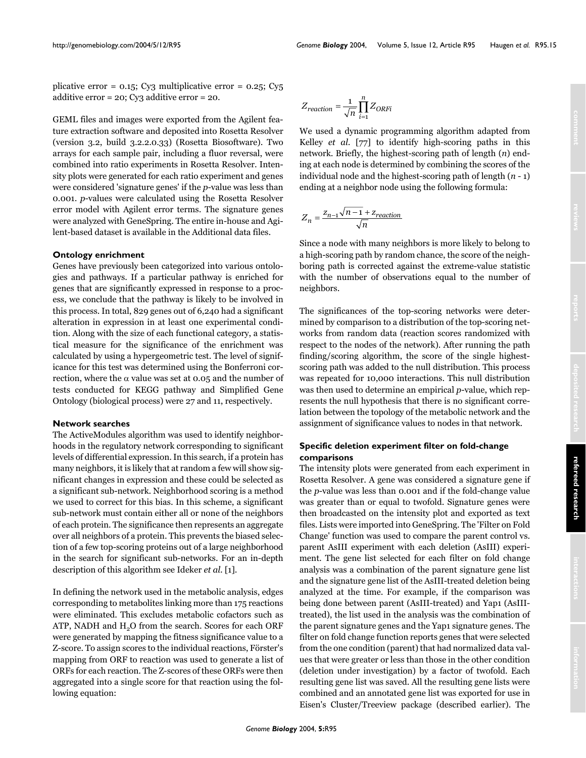plicative error = 0.15; Cy3 multiplicative error = 0.25; Cy5 additive error = 20; Cy3 additive error = 20.

GEML files and images were exported from the Agilent feature extraction software and deposited into Rosetta Resolver (version 3.2, build 3.2.2.0.33) (Rosetta Biosoftware). Two arrays for each sample pair, including a fluor reversal, were combined into ratio experiments in Rosetta Resolver. Intensity plots were generated for each ratio experiment and genes were considered 'signature genes' if the *p*-value was less than 0.001. *p*-values were calculated using the Rosetta Resolver error model with Agilent error terms. The signature genes were analyzed with GeneSpring. The entire in-house and Agilent-based dataset is available in the Additional data files.

### Ontology enrichment

Genes have previously been categorized into various ontologies and pathways. If a particular pathway is enriched for genes that are significantly expressed in response to a process, we conclude that the pathway is likely to be involved in this process. In total, 829 genes out of 6,240 had a significant alteration in expression in at least one experimental condition. Along with the size of each functional category, a statistical measure for the significance of the enrichment was calculated by using a hypergeometric test. The level of significance for this test was determined using the Bonferroni correction, where the $\alpha$ value was set at 0.05 and the number of tests conducted for KEGG pathway and Simplified Gene Ontology (biological process) were 27 and 11, respectively.

### Network searches

The ActiveModules algorithm was used to identify neighborhoods in the regulatory network corresponding to significant levels of differential expression. In this search, if a protein has many neighbors, it is likely that at random a few will show significant changes in expression and these could be selected as a significant sub-network. Neighborhood scoring is a method we used to correct for this bias. In this scheme, a significant sub-network must contain either all or none of the neighbors of each protein. The significance then represents an aggregate over all neighbors of a protein. This prevents the biased selection of a few top-scoring proteins out of a large neighborhood in the search for significant sub-networks. For an in-depth description of this algorithm see Ideker *et al.* [1].

In defining the network used in the metabolic analysis, edges corresponding to metabolites linking more than 175 reactions were eliminated. This excludes metabolic cofactors such as ATP, NADH and $H_2O$ from the search. Scores for each ORF were generated by mapping the fitness significance value to a Z-score. To assign scores to the individual reactions, Förster's mapping from ORF to reaction was used to generate a list of ORFs for each reaction. The Z-scores of these ORFs were then aggregated into a single score for that reaction using the following equation:

$$Z_{reaction} = \frac{1}{\sqrt{n}} \prod_{i=1}^{n} Z_{ORFi}$$

We used a dynamic programming algorithm adapted from Kelley *et al.* [77] to identify high-scoring paths in this network. Briefly, the highest-scoring path of length ($n$) ending at each node is determined by combining the scores of the individual node and the highest-scoring path of length ($n$ - 1) ending at a neighbor node using the following formula:

$$Z_n = \frac{z_{n-1}\sqrt{n-1} + z_{reaction}}{\sqrt{n}}$$

Since a node with many neighbors is more likely to belong to a high-scoring path by random chance, the score of the neighboring path is corrected against the extreme-value statistic with the number of observations equal to the number of neighbors.

The significances of the top-scoring networks were determined by comparison to a distribution of the top-scoring networks from random data (reaction scores randomized with respect to the nodes of the network). After running the path finding/scoring algorithm, the score of the single highest-scoring path was added to the null distribution. This process was repeated for 10,000 interactions. This null distribution was then used to determine an empirical *p*-value, which represents the null hypothesis that there is no significant correlation between the topology of the metabolic network and the assignment of significance values to nodes in that network.

### Specific deletion experiment filter on fold-change comparisons

The intensity plots were generated from each experiment in Rosetta Resolver. A gene was considered a signature gene if the *p*-value was less than 0.001 and if the fold-change value was greater than or equal to twofold. Signature genes were then broadcasted on the intensity plot and exported as text files. Lists were imported into GeneSpring. The 'Filter on Fold Change' function was used to compare the parent control vs. parent AsIII experiment with each deletion (AsIII) experiment. The gene list selected for each filter on fold change analysis was a combination of the parent signature gene list and the signature gene list of the AsIII-treated deletion being analyzed at the time. For example, if the comparison was being done between parent (AsIII-treated) and Yap1 (AsIII-treated), the list used in the analysis was the combination of the parent signature genes and the Yap1 signature genes. The filter on fold change function reports genes that were selected from the one condition (parent) that had normalized data values that were greater or less than those in the other condition (deletion under investigation) by a factor of twofold. Each resulting gene list was saved. All the resulting gene lists were combined and an annotated gene list was exported for use in Eisen's Cluster/Treeview package (described earlier). The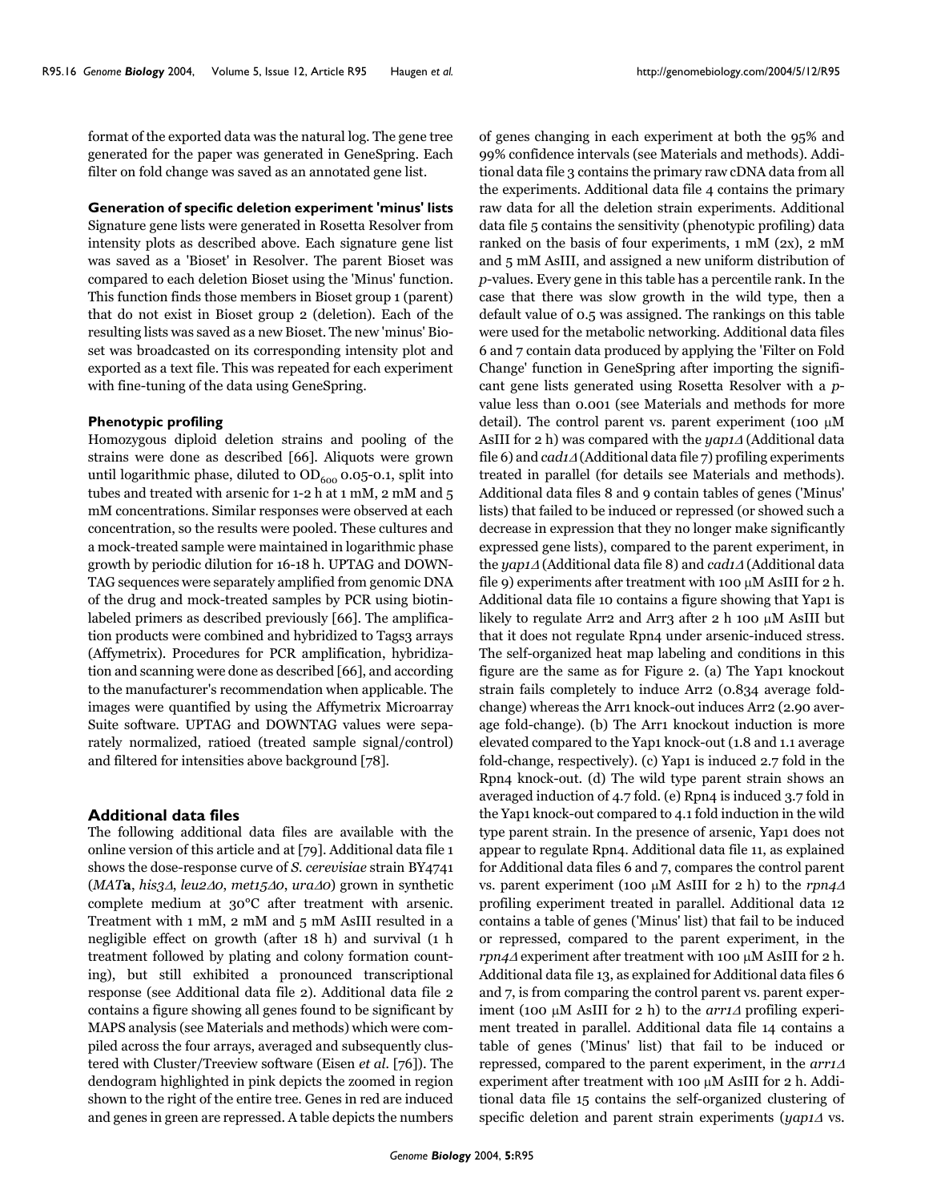format of the exported data was the natural log. The gene tree generated for the paper was generated in GeneSpring. Each filter on fold change was saved as an annotated gene list.

### Generation of specific deletion experiment 'minus' lists

Signature gene lists were generated in Rosetta Resolver from intensity plots as described above. Each signature gene list was saved as a 'Bioset' in Resolver. The parent Bioset was compared to each deletion Bioset using the 'Minus' function. This function finds those members in Bioset group 1 (parent) that do not exist in Bioset group 2 (deletion). Each of the resulting lists was saved as a new Bioset. The new 'minus' Bioset was broadcasted on its corresponding intensity plot and exported as a text file. This was repeated for each experiment with fine-tuning of the data using GeneSpring.

### Phenotypic profiling

Homozygous diploid deletion strains and pooling of the strains were done as described [66]. Aliquots were grown until logarithmic phase, diluted to $OD_{600}$ 0.05-0.1, split into tubes and treated with arsenic for 1-2 h at 1 mM, 2 mM and 5 mM concentrations. Similar responses were observed at each concentration, so the results were pooled. These cultures and a mock-treated sample were maintained in logarithmic phase growth by periodic dilution for 16-18 h. UPTAG and DOWNTAG sequences were separately amplified from genomic DNA of the drug and mock-treated samples by PCR using biotin-labeled primers as described previously [66]. The amplification products were combined and hybridized to Tags3 arrays (Affymetrix). Procedures for PCR amplification, hybridization and scanning were done as described [66], and according to the manufacturer's recommendation when applicable. The images were quantified by using the Affymetrix Microarray Suite software. UPTAG and DOWNTAG values were separately normalized, ratioed (treated sample signal/control) and filtered for intensities above background [78].

## Additional data files

The following additional data files are available with the online version of this article and at [79]. Additional data file 1 shows the dose-response curve of *S. cerevisiae* strain BY4741 (*MAT***a**, *his3Δ*, *leu2Δ0*, *met15Δ0*, *uraΔ0*) grown in synthetic complete medium at 30°C after treatment with arsenic. Treatment with 1 mM, 2 mM and 5 mM AsIII resulted in a negligible effect on growth (after 18 h) and survival (1 h treatment followed by plating and colony formation counting), but still exhibited a pronounced transcriptional response (see Additional data file 2). Additional data file 2 contains a figure showing all genes found to be significant by MAPS analysis (see Materials and methods) which were compiled across the four arrays, averaged and subsequently clustered with Cluster/Treeview software (Eisen *et al.* [76]). The dendogram highlighted in pink depicts the zoomed in region shown to the right of the entire tree. Genes in red are induced and genes in green are repressed. A table depicts the numbers of genes changing in each experiment at both the 95% and 99% confidence intervals (see Materials and methods). Additional data file 3 contains the primary raw cDNA data from all the experiments. Additional data file 4 contains the primary raw data for all the deletion strain experiments. Additional data file 5 contains the sensitivity (phenotypic profiling) data ranked on the basis of four experiments, 1 mM (2x), 2 mM and 5 mM AsIII, and assigned a new uniform distribution of *p*-values. Every gene in this table has a percentile rank. In the case that there was slow growth in the wild type, then a default value of 0.5 was assigned. The rankings on this table were used for the metabolic networking. Additional data files 6 and 7 contain data produced by applying the 'Filter on Fold Change' function in GeneSpring after importing the significant gene lists generated using Rosetta Resolver with a *p*-value less than 0.001 (see Materials and methods for more detail). The control parent vs. parent experiment (100 μM AsIII for 2 h) was compared with the *yap1Δ* (Additional data file 6) and *cad1Δ* (Additional data file 7) profiling experiments treated in parallel (for details see Materials and methods). Additional data files 8 and 9 contain tables of genes ('Minus' lists) that failed to be induced or repressed (or showed such a decrease in expression that they no longer make significantly expressed gene lists), compared to the parent experiment, in the *yap1Δ* (Additional data file 8) and *cad1Δ* (Additional data file 9) experiments after treatment with 100 μM AsIII for 2 h. Additional data file 10 contains a figure showing that Yap1 is likely to regulate Arr2 and Arr3 after 2 h 100 μM AsIII but that it does not regulate Rpn4 under arsenic-induced stress. The self-organized heat map labeling and conditions in this figure are the same as for Figure 2. (a) The Yap1 knockout strain fails completely to induce Arr2 (0.834 average fold-change) whereas the Arr1 knock-out induces Arr2 (2.90 average fold-change). (b) The Arr1 knockout induction is more elevated compared to the Yap1 knock-out (1.8 and 1.1 average fold-change, respectively). (c) Yap1 is induced 2.7 fold in the Rpn4 knock-out. (d) The wild type parent strain shows an averaged induction of 4.7 fold. (e) Rpn4 is induced 3.7 fold in the Yap1 knock-out compared to 4.1 fold induction in the wild type parent strain. In the presence of arsenic, Yap1 does not appear to regulate Rpn4. Additional data file 11, as explained for Additional data files 6 and 7, compares the control parent vs. parent experiment (100 μM AsIII for 2 h) to the *rpn4Δ* profiling experiment treated in parallel. Additional data 12 contains a table of genes ('Minus' list) that fail to be induced or repressed, compared to the parent experiment, in the *rpn4Δ* experiment after treatment with 100 μM AsIII for 2 h. Additional data file 13, as explained for Additional data files 6 and 7, is from comparing the control parent vs. parent experiment (100 μM AsIII for 2 h) to the *arr1Δ* profiling experiment treated in parallel. Additional data file 14 contains a table of genes ('Minus' list) that fail to be induced or repressed, compared to the parent experiment, in the *arr1Δ* experiment after treatment with 100 μM AsIII for 2 h. Additional data file 15 contains the self-organized clustering of specific deletion and parent strain experiments (*yap1Δ* vs.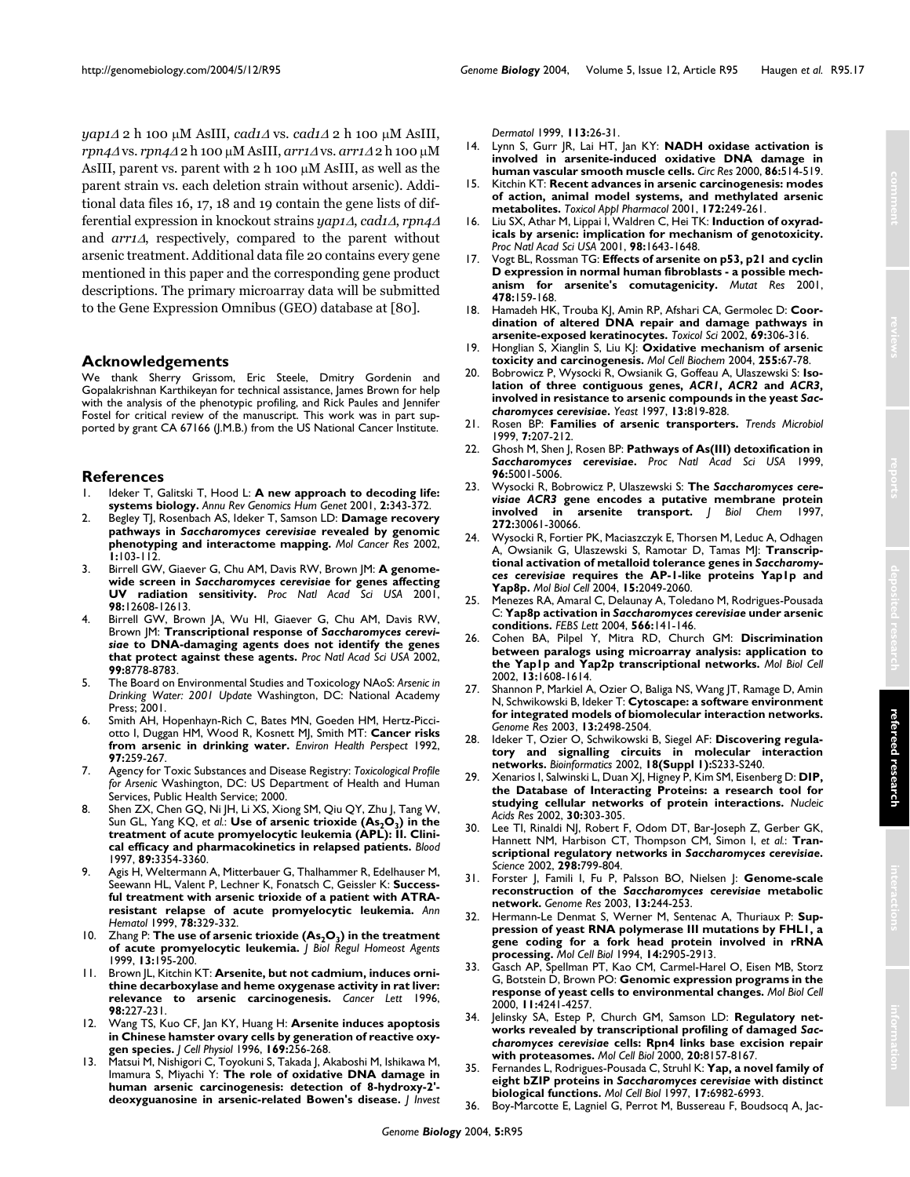*yap1Δ* 2 h 100 μM AsIII, *cad1Δ* vs. *cad1Δ* 2 h 100 μM AsIII, *rpn4Δ* vs. *rpn4Δ* 2 h 100 μM AsIII, *arr1Δ* vs. *arr1Δ* 2 h 100 μM AsIII, parent vs. parent with 2 h 100 μM AsIII, as well as the parent strain vs. each deletion strain without arsenic). Additional data files 16, 17, 18 and 19 contain the gene lists of differential expression in knockout strains *yap1Δ*, *cad1Δ*, *rpn4Δ* and *arr1Δ*, respectively, compared to the parent without arsenic treatment. Additional data file 20 contains every gene mentioned in this paper and the corresponding gene product descriptions. The primary microarray data will be submitted to the Gene Expression Omnibus (GEO) database at [80].

## Acknowledgements

We thank Sherry Grissom, Eric Steele, Dmitry Gordenin and Gopalakrishnan Karthikeyan for technical assistance, James Brown for help with the analysis of the phenotypic profiling, and Rick Paules and Jennifer Fostel for critical review of the manuscript. This work was in part supported by grant CA 67166 (J.M.B.) from the US National Cancer Institute.

## References

1. Ideker T, Galitski T, Hood L: **A new approach to decoding life: systems biology.** *Annu Rev Genomics Hum Genet* 2001, **2:**343-372.
2. Begley TJ, Rosenbach AS, Ideker T, Samson LD: **Damage recovery pathways in *Saccharomyces cerevisiae* revealed by genomic phenotyping and interactome mapping.** *Mol Cancer Res* 2002, **1:**103-112.
3. Birrell GW, Giaever G, Chu AM, Davis RW, Brown JM: **A genome-wide screen in *Saccharomyces cerevisiae* for genes affecting UV radiation sensitivity.** *Proc Natl Acad Sci USA* 2001, **98:**12608-12613.
4. Birrell GW, Brown JA, Wu HI, Giaever G, Chu AM, Davis RW, Brown JM: **Transcriptional response of *Saccharomyces cerevisiae* to DNA-damaging agents does not identify the genes that protect against these agents.** *Proc Natl Acad Sci USA* 2002, **99:**8778-8783.
5. The Board on Environmental Studies and Toxicology NAoS: *Arsenic in Drinking Water: 2001 Update* Washington, DC: National Academy Press; 2001.
6. Smith AH, Hopenhayn-Rich C, Bates MN, Goeden HM, Hertz-Picciotto I, Duggan HM, Wood R, Kosnett MJ, Smith MT: **Cancer risks from arsenic in drinking water.** *Environ Health Perspect* 1992, **97:**259-267.
7. Agency for Toxic Substances and Disease Registry: *Toxicological Profile for Arsenic* Washington, DC: US Department of Health and Human Services, Public Health Service; 2000.
8. Shen ZX, Chen GQ, Ni JH, Li XS, Xiong SM, Qiu QY, Zhu J, Tang W, Sun GL, Yang KQ, *et al.*: **Use of arsenic trioxide ($As_2O_3$) in the treatment of acute promyelocytic leukemia (APL): II. Clinical efficacy and pharmacokinetics in relapsed patients.** *Blood* 1997, **89:**3354-3360.
9. Agis H, Weltermann A, Mitterbauer G, Thalhammer R, Edelhauser M, Seewann HL, Valent P, Lechner K, Fonatsch C, Geissler K: **Successful treatment with arsenic trioxide of a patient with ATRA-resistant relapse of acute promyelocytic leukemia.** *Ann Hematol* 1999, **78:**329-332.
10. Zhang P: **The use of arsenic trioxide ($As_2O_3$) in the treatment of acute promyelocytic leukemia.** *J Biol Regul Homeost Agents* 1999, **13:**195-200.
11. Brown JL, Kitchin KT: **Arsenite, but not cadmium, induces ornithine decarboxylase and heme oxygenase activity in rat liver: relevance to arsenic carcinogenesis.** *Cancer Lett* 1996, **98:**227-231.
12. Wang TS, Kuo CF, Jan KY, Huang H: **Arsenite induces apoptosis in Chinese hamster ovary cells by generation of reactive oxygen species.** *J Cell Physiol* 1996, **169:**256-268.
13. Matsui M, Nishigori C, Toyokuni S, Takada J, Akaboshi M, Ishikawa M, Imamura S, Miyachi Y: **The role of oxidative DNA damage in human arsenic carcinogenesis: detection of 8-hydroxy-2'-deoxyguanosine in arsenic-related Bowen's disease.** *J Invest Dermatol* 1999, **113:**26-31.
14. Lynn S, Gurr JR, Lai HT, Jan KY: **NADH oxidase activation is involved in arsenite-induced oxidative DNA damage in human vascular smooth muscle cells.** *Circ Res* 2000, **86:**514-519.
15. Kitchin KT: **Recent advances in arsenic carcinogenesis: modes of action, animal model systems, and methylated arsenic metabolites.** *Toxicol Appl Pharmacol* 2001, **172:**249-261.
16. Liu SX, Athar M, Lippai I, Waldren C, Hei TK: **Induction of oxyradicals by arsenic: implication for mechanism of genotoxicity.** *Proc Natl Acad Sci USA* 2001, **98:**1643-1648.
17. Vogt BL, Rossman TG: **Effects of arsenite on p53, p21 and cyclin D expression in normal human fibroblasts - a possible mechanism for arsenite's comutagenicity.** *Mutat Res* 2001, **478:**159-168.
18. Hamadeh HK, Trouba KJ, Amin RP, Afshari CA, Germolec D: **Coordination of altered DNA repair and damage pathways in arsenite-exposed keratinocytes.** *Toxicol Sci* 2002, **69:**306-316.
19. Honglian S, Xianglin S, Liu KJ: **Oxidative mechanism of arsenic toxicity and carcinogenesis.** *Mol Cell Biochem* 2004, **255:**67-78.
20. Bobrowicz P, Wysocki R, Owsianik G, Goffeau A, Ulaszewski S: **Isolation of three contiguous genes, *ACR1*, *ACR2* and *ACR3*, involved in resistance to arsenic compounds in the yeast *Saccharomyces cerevisiae*.** *Yeast* 1997, **13:**819-828.
21. Rosen BP: **Families of arsenic transporters.** *Trends Microbiol* 1999, **7:**207-212.
22. Ghosh M, Shen J, Rosen BP: **Pathways of As(III) detoxification in *Saccharomyces cerevisiae*.** *Proc Natl Acad Sci USA* 1999, **96:**5001-5006.
23. Wysocki R, Bobrowicz P, Ulaszewski S: **The *Saccharomyces cerevisiae ACR3* gene encodes a putative membrane protein involved in arsenite transport.** *J Biol Chem* 1997, **272:**30061-30066.
24. Wysocki R, Fortier PK, Maciaszczyk E, Thorsen M, Leduc A, Odhagen A, Owsianik G, Ulaszewski S, Ramotar D, Tamas MJ: **Transcriptional activation of metalloid tolerance genes in *Saccharomyces cerevisiae* requires the AP-1-like proteins Yap1p and Yap8p.** *Mol Biol Cell* 2004, **15:**2049-2060.
25. Menezes RA, Amaral C, Delaunay A, Toledano M, Rodrigues-Pousada C: **Yap8p activation in *Saccharomyces cerevisiae* under arsenic conditions.** *FEBS Lett* 2004, **566:**141-146.
26. Cohen BA, Pilpel Y, Mitra RD, Church GM: **Discrimination between paralogs using microarray analysis: application to the Yap1p and Yap2p transcriptional networks.** *Mol Biol Cell* 2002, **13:**1608-1614.
27. Shannon P, Markiel A, Ozier O, Baliga NS, Wang JT, Ramage D, Amin N, Schwikowski B, Ideker T: **Cytoscape: a software environment for integrated models of biomolecular interaction networks.** *Genome Res* 2003, **13:**2498-2504.
28. Ideker T, Ozier O, Schwikowski B, Siegel AF: **Discovering regulatory and signalling circuits in molecular interaction networks.** *Bioinformatics* 2002, **18(Suppl 1):**S233-S240.
29. Xenarios I, Salwinski L, Duan XJ, Higney P, Kim SM, Eisenberg D: **DIP, the Database of Interacting Proteins: a research tool for studying cellular networks of protein interactions.** *Nucleic Acids Res* 2002, **30:**303-305.
30. Lee TI, Rinaldi NJ, Robert F, Odom DT, Bar-Joseph Z, Gerber GK, Hannett NM, Harbison CT, Thompson CM, Simon I, *et al.*: **Transcriptional regulatory networks in *Saccharomyces cerevisiae*.** *Science* 2002, **298:**799-804.
31. Forster J, Famili I, Fu P, Palsson BO, Nielsen J: **Genome-scale reconstruction of the *Saccharomyces cerevisiae* metabolic network.** *Genome Res* 2003, **13:**244-253.
32. Hermann-Le Denmat S, Werner M, Sentenac A, Thuriaux P: **Suppression of yeast RNA polymerase III mutations by FHL1, a gene coding for a fork head protein involved in rRNA processing.** *Mol Cell Biol* 1994, **14:**2905-2913.
33. Gasch AP, Spellman PT, Kao CM, Carmel-Harel O, Eisen MB, Storz G, Botstein D, Brown PO: **Genomic expression programs in the response of yeast cells to environmental changes.** *Mol Biol Cell* 2000, **11:**4241-4257.
34. Jelinsky SA, Estep P, Church GM, Samson LD: **Regulatory networks revealed by transcriptional profiling of damaged *Saccharomyces cerevisiae* cells: Rpn4 links base excision repair with proteasomes.** *Mol Cell Biol* 2000, **20:**8157-8167.
35. Fernandes L, Rodrigues-Pousada C, Struhl K: **Yap, a novel family of eight bZIP proteins in *Saccharomyces cerevisiae* with distinct biological functions.** *Mol Cell Biol* 1997, **17:**6982-6993.
36. Boy-Marcotte E, Lagniel G, Perrot M, Bussereau F, Boudsocq A, Jac-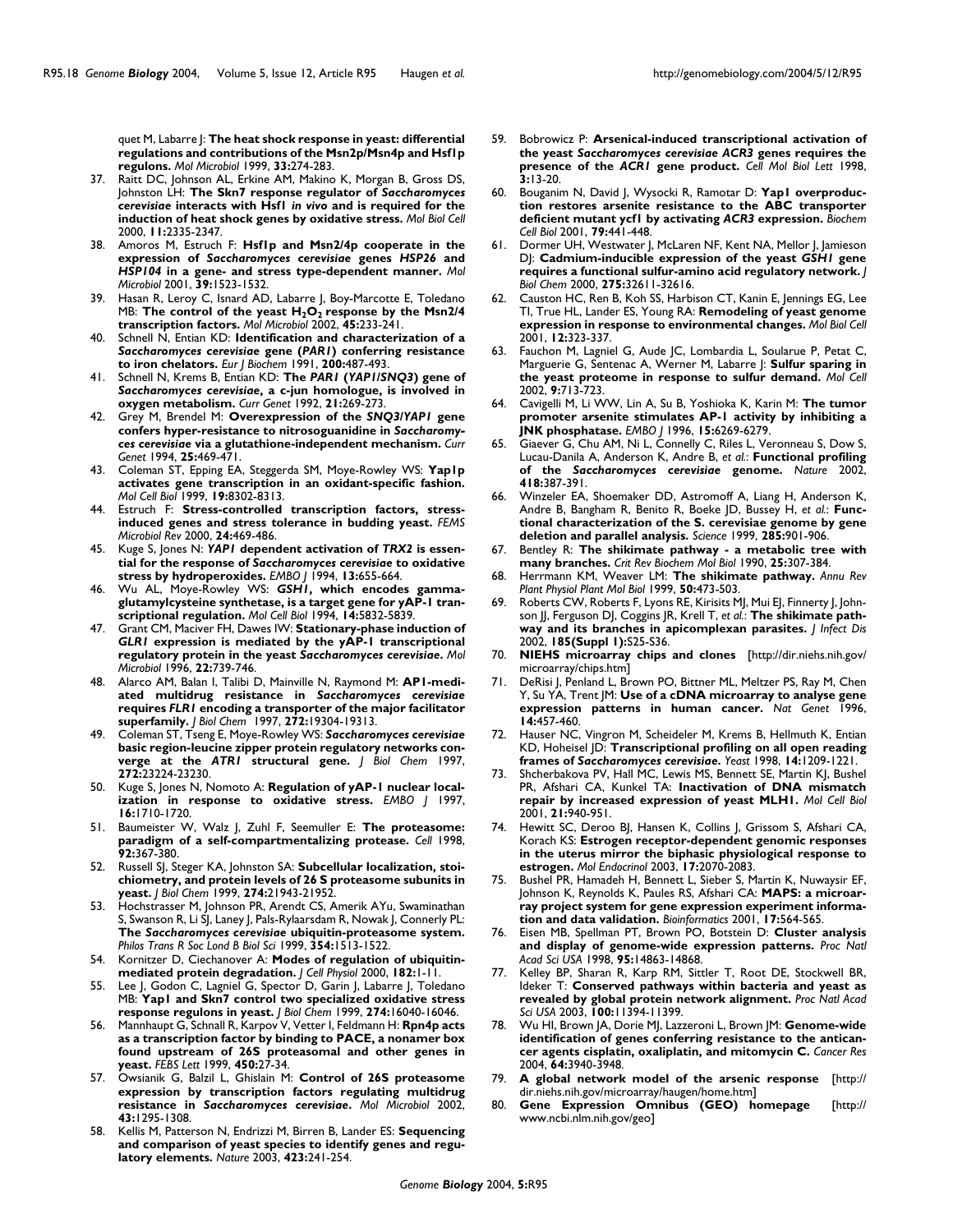quet M, Labarre J: **The heat shock response in yeast: differential regulations and contributions of the Msn2p/Msn4p and Hsf1p regulons.** *Mol Microbiol* 1999, **33:**274-283.

37. Raitt DC, Johnson AL, Erkine AM, Makino K, Morgan B, Gross DS, Johnston LH: **The Skn7 response regulator of *Saccharomyces cerevisiae* interacts with Hsf1 *in vivo* and is required for the induction of heat shock genes by oxidative stress.** *Mol Biol Cell* 2000, **11:**2335-2347.
38. Amoros M, Estruch F: **Hsf1p and Msn2/4p cooperate in the expression of *Saccharomyces cerevisiae* genes *HSP26* and *HSP104* in a gene- and stress type-dependent manner.** *Mol Microbiol* 2001, **39:**1523-1532.
39. Hasan R, Leroy C, Isnard AD, Labarre J, Boy-Marcotte E, Toledano MB: **The control of the yeast $H_2O_2$ response by the Msn2/4 transcription factors.** *Mol Microbiol* 2002, **45:**233-241.
40. Schnell N, Entian KD: **Identification and characterization of a *Saccharomyces cerevisiae* gene (*PAR1*) conferring resistance to iron chelators.** *Eur J Biochem* 1991, **200:**487-493.
41. Schnell N, Krems B, Entian KD: **The *PAR1* (*YAP1/SNQ3*) gene of *Saccharomyces cerevisiae*, a c-jun homologue, is involved in oxygen metabolism.** *Curr Genet* 1992, **21:**269-273.
42. Grey M, Brendel M: **Overexpression of the *SNQ3/YAP1* gene confers hyper-resistance to nitrosoguanidine in *Saccharomyces cerevisiae* via a glutathione-independent mechanism.** *Curr Genet* 1994, **25:**469-471.
43. Coleman ST, Epping EA, Steggerda SM, Moye-Rowley WS: **Yap1p activates gene transcription in an oxidant-specific fashion.** *Mol Cell Biol* 1999, **19:**8302-8313.
44. Estruch F: **Stress-controlled transcription factors, stress-induced genes and stress tolerance in budding yeast.** *FEMS Microbiol Rev* 2000, **24:**469-486.
45. Kuge S, Jones N: ***YAP1* dependent activation of *TRX2* is essential for the response of *Saccharomyces cerevisiae* to oxidative stress by hydroperoxides.** *EMBO J* 1994, **13:**655-664.
46. Wu AL, Moye-Rowley WS: ***GSH1*, which encodes gamma-glutamylcysteine synthetase, is a target gene for yAP-1 transcriptional regulation.** *Mol Cell Biol* 1994, **14:**5832-5839.
47. Grant CM, Maciver FH, Dawes IW: **Stationary-phase induction of *GLR1* expression is mediated by the yAP-1 transcriptional regulatory protein in the yeast *Saccharomyces cerevisiae*.** *Mol Microbiol* 1996, **22:**739-746.
48. Alarco AM, Balan I, Talibi D, Mainville N, Raymond M: **AP1-mediated multidrug resistance in *Saccharomyces cerevisiae* requires *FLR1* encoding a transporter of the major facilitator superfamily.** *J Biol Chem* 1997, **272:**19304-19313.
49. Coleman ST, Tseng E, Moye-Rowley WS: ***Saccharomyces cerevisiae* basic region-leucine zipper protein regulatory networks converge at the *ATR1* structural gene.** *J Biol Chem* 1997, **272:**23224-23230.
50. Kuge S, Jones N, Nomoto A: **Regulation of yAP-1 nuclear localization in response to oxidative stress.** *EMBO J* 1997, **16:**1710-1720.
51. Baumeister W, Walz J, Zuhl F, Seemuller E: **The proteasome: paradigm of a self-compartmentalizing protease.** *Cell* 1998, **92:**367-380.
52. Russell SJ, Steger KA, Johnston SA: **Subcellular localization, stoichiometry, and protein levels of 26 S proteasome subunits in yeast.** *J Biol Chem* 1999, **274:**21943-21952.
53. Hochstrasser M, Johnson PR, Arendt CS, Amerik AYu, Swaminathan S, Swanson R, Li SJ, Laney J, Pals-Rylaarsdam R, Nowak J, Connerly PL: **The *Saccharomyces cerevisiae* ubiquitin-proteasome system.** *Philos Trans R Soc Lond B Biol Sci* 1999, **354:**1513-1522.
54. Kornitzer D, Ciechanover A: **Modes of regulation of ubiquitin-mediated protein degradation.** *J Cell Physiol* 2000, **182:**1-11.
55. Lee J, Godon C, Lagniel G, Spector D, Garin J, Labarre J, Toledano MB: **Yap1 and Skn7 control two specialized oxidative stress response regulons in yeast.** *J Biol Chem* 1999, **274:**16040-16046.
56. Mannhaupt G, Schnall R, Karpov V, Vetter I, Feldmann H: **Rpn4p acts as a transcription factor by binding to PACE, a nonamer box found upstream of 26S proteasomal and other genes in yeast.** *FEBS Lett* 1999, **450:**27-34.
57. Owsianik G, Balzil L, Ghislain M: **Control of 26S proteasome expression by transcription factors regulating multidrug resistance in *Saccharomyces cerevisiae*.** *Mol Microbiol* 2002, **43:**1295-1308.
58. Kellis M, Patterson N, Endrizzi M, Birren B, Lander ES: **Sequencing and comparison of yeast species to identify genes and regulatory elements.** *Nature* 2003, **423:**241-254.
59. Bobrowicz P: **Arsenical-induced transcriptional activation of the yeast *Saccharomyces cerevisiae ACR3* genes requires the presence of the *ACR1* gene product.** *Cell Mol Biol Lett* 1998, **3:**13-20.
60. Bouganim N, David J, Wysocki R, Ramotar D: **Yap1 overproduction restores arsenite resistance to the ABC transporter deficient mutant ycf1 by activating *ACR3* expression.** *Biochem Cell Biol* 2001, **79:**441-448.
61. Dormer UH, Westwater J, McLaren NF, Kent NA, Mellor J, Jamieson DJ: **Cadmium-inducible expression of the yeast *GSH1* gene requires a functional sulfur-amino acid regulatory network.** *J Biol Chem* 2000, **275:**32611-32616.
62. Causton HC, Ren B, Koh SS, Harbison CT, Kanin E, Jennings EG, Lee TI, True HL, Lander ES, Young RA: **Remodeling of yeast genome expression in response to environmental changes.** *Mol Biol Cell* 2001, **12:**323-337.
63. Fauchon M, Lagniel G, Aude JC, Lombardia L, Soularue P, Petat C, Marguerie G, Sentenac A, Werner M, Labarre J: **Sulfur sparing in the yeast proteome in response to sulfur demand.** *Mol Cell* 2002, **9:**713-723.
64. Cavigelli M, Li WW, Lin A, Su B, Yoshioka K, Karin M: **The tumor promoter arsenite stimulates AP-1 activity by inhibiting a JNK phosphatase.** *EMBO J* 1996, **15:**6269-6279.
65. Giaever G, Chu AM, Ni L, Connelly C, Riles L, Veronneau S, Dow S, Lucau-Danila A, Anderson K, Andre B, *et al.*: **Functional profiling of the *Saccharomyces cerevisiae* genome.** *Nature* 2002, **418:**387-391.
66. Winzeler EA, Shoemaker DD, Astromoff A, Liang H, Anderson K, Andre B, Bangham R, Benito R, Boeke JD, Bussey H, *et al.*: **Functional characterization of the S. cerevisiae genome by gene deletion and parallel analysis.** *Science* 1999, **285:**901-906.
67. Bentley R: **The shikimate pathway - a metabolic tree with many branches.** *Crit Rev Biochem Mol Biol* 1990, **25:**307-384.
68. Herrmann KM, Weaver LM: **The shikimate pathway.** *Annu Rev Plant Physiol Plant Mol Biol* 1999, **50:**473-503.
69. Roberts CW, Roberts F, Lyons RE, Kirisits MJ, Mui EJ, Finnerty J, Johnson JJ, Ferguson DJ, Coggins JR, Krell T, *et al.*: **The shikimate pathway and its branches in apicomplexan parasites.** *J Infect Dis* 2002, **185(Suppl 1):**S25-S36.
70. **NIEHS microarray chips and clones** [http://dir.niehs.nih.gov/microarray/chips.htm]
71. DeRisi J, Penland L, Brown PO, Bittner ML, Meltzer PS, Ray M, Chen Y, Su YA, Trent JM: **Use of a cDNA microarray to analyse gene expression patterns in human cancer.** *Nat Genet* 1996, **14:**457-460.
72. Hauser NC, Vingron M, Scheideler M, Krems B, Hellmuth K, Entian KD, Hoheisel JD: **Transcriptional profiling on all open reading frames of *Saccharomyces cerevisiae*.** *Yeast* 1998, **14:**1209-1221.
73. Shcherbakova PV, Hall MC, Lewis MS, Bennett SE, Martin KJ, Bushel PR, Afshari CA, Kunkel TA: **Inactivation of DNA mismatch repair by increased expression of yeast MLH1.** *Mol Cell Biol* 2001, **21:**940-951.
74. Hewitt SC, Deroo BJ, Hansen K, Collins J, Grissom S, Afshari CA, Korach KS: **Estrogen receptor-dependent genomic responses in the uterus mirror the biphasic physiological response to estrogen.** *Mol Endocrinol* 2003, **17:**2070-2083.
75. Bushel PR, Hamadeh H, Bennett L, Sieber S, Martin K, Nuwaysir EF, Johnson K, Reynolds K, Paules RS, Afshari CA: **MAPS: a microarray project system for gene expression experiment information and data validation.** *Bioinformatics* 2001, **17:**564-565.
76. Eisen MB, Spellman PT, Brown PO, Botstein D: **Cluster analysis and display of genome-wide expression patterns.** *Proc Natl Acad Sci USA* 1998, **95:**14863-14868.
77. Kelley BP, Sharan R, Karp RM, Sittler T, Root DE, Stockwell BR, Ideker T: **Conserved pathways within bacteria and yeast as revealed by global protein network alignment.** *Proc Natl Acad Sci USA* 2003, **100:**11394-11399.
78. Wu HI, Brown JA, Dorie MJ, Lazzeroni L, Brown JM: **Genome-wide identification of genes conferring resistance to the anticancer agents cisplatin, oxaliplatin, and mitomycin C.** *Cancer Res* 2004, **64:**3940-3948.
79. **A global network model of the arsenic response** [http://dir.niehs.nih.gov/microarray/haugen/home.htm]
80. **Gene Expression Omnibus (GEO) homepage** [http://www.ncbi.nlm.nih.gov/geo]